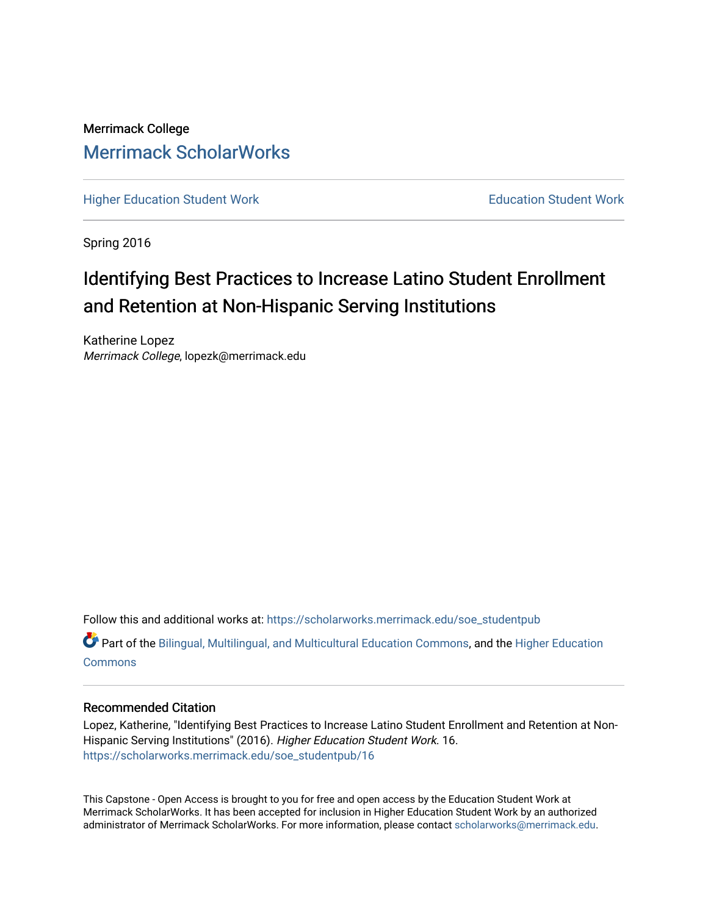Merrimack College

## Merrimack ScholarWorks

Higher Education Student Work | Education Student Work

Spring 2016

# Identifying Best Practices to Increase Latino Student Enrollment and Retention at Non-Hispanic Serving Institutions

Katherine Lopez
*Merrimack College*, lopezk@merrimack.edu

Follow this and additional works at: https://scholarworks.merrimack.edu/soe_studentpub

Part of the Bilingual, Multilingual, and Multicultural Education Commons, and the Higher Education Commons

### Recommended Citation

Lopez, Katherine, "Identifying Best Practices to Increase Latino Student Enrollment and Retention at Non-Hispanic Serving Institutions" (2016). *Higher Education Student Work*. 16.
https://scholarworks.merrimack.edu/soe_studentpub/16

This Capstone - Open Access is brought to you for free and open access by the Education Student Work at Merrimack ScholarWorks. It has been accepted for inclusion in Higher Education Student Work by an authorized administrator of Merrimack ScholarWorks. For more information, please contact scholarworks@merrimack.edu.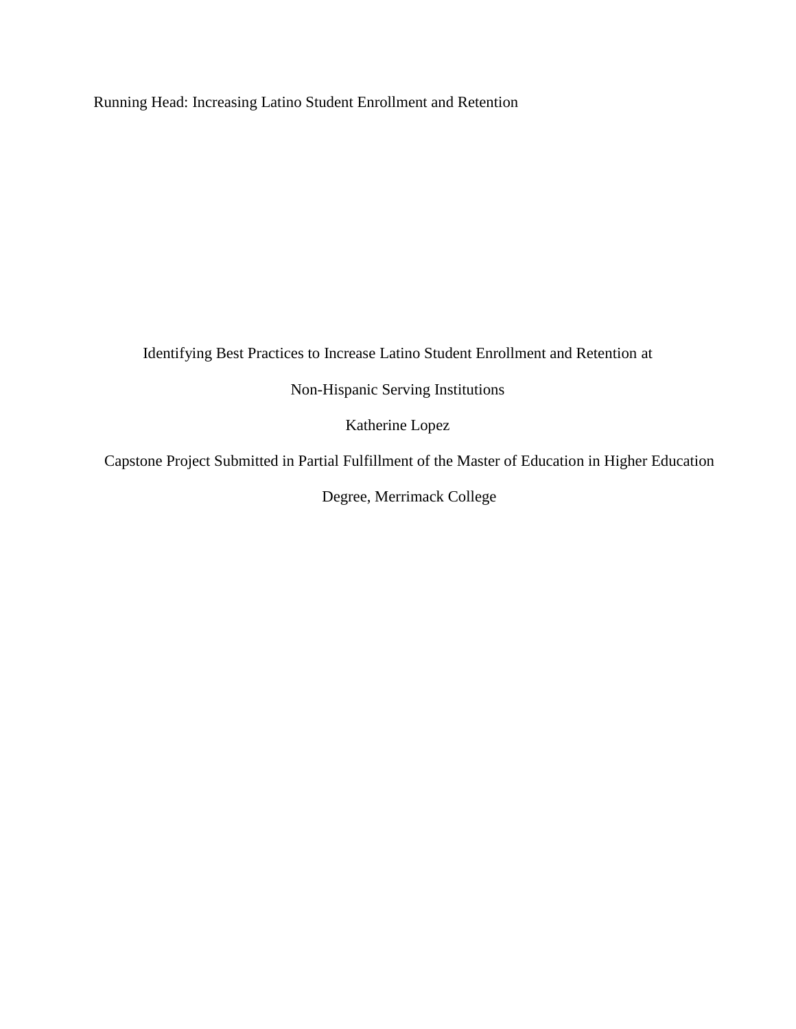Identifying Best Practices to Increase Latino Student Enrollment and Retention at Non-Hispanic Serving Institutions

Katherine Lopez

Capstone Project Submitted in Partial Fulfillment of the Master of Education in Higher Education Degree, Merrimack College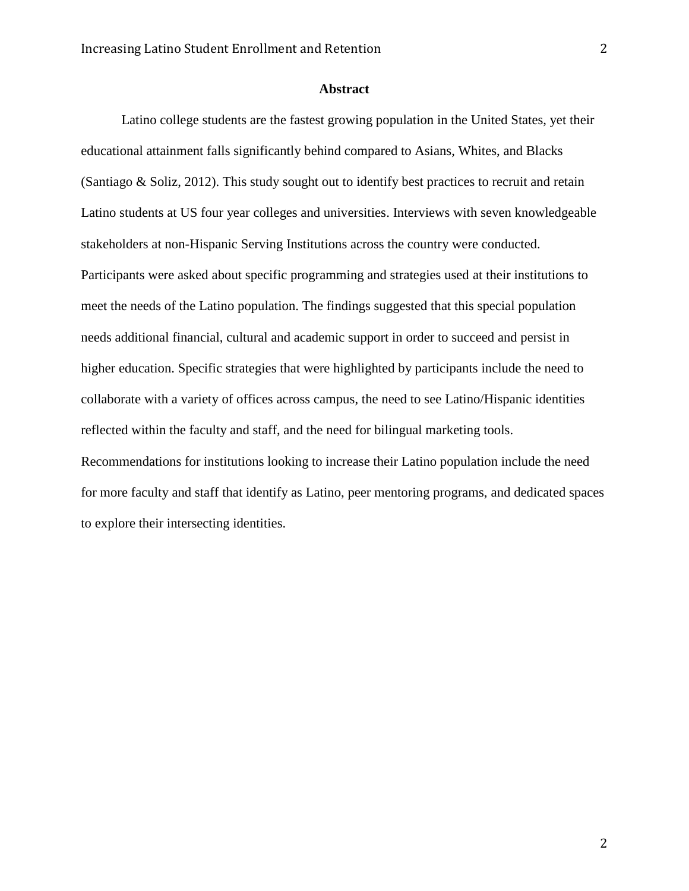# Abstract

Latino college students are the fastest growing population in the United States, yet their educational attainment falls significantly behind compared to Asians, Whites, and Blacks (Santiago & Soliz, 2012). This study sought out to identify best practices to recruit and retain Latino students at US four year colleges and universities. Interviews with seven knowledgeable stakeholders at non-Hispanic Serving Institutions across the country were conducted. Participants were asked about specific programming and strategies used at their institutions to meet the needs of the Latino population. The findings suggested that this special population needs additional financial, cultural and academic support in order to succeed and persist in higher education. Specific strategies that were highlighted by participants include the need to collaborate with a variety of offices across campus, the need to see Latino/Hispanic identities reflected within the faculty and staff, and the need for bilingual marketing tools. Recommendations for institutions looking to increase their Latino population include the need for more faculty and staff that identify as Latino, peer mentoring programs, and dedicated spaces to explore their intersecting identities.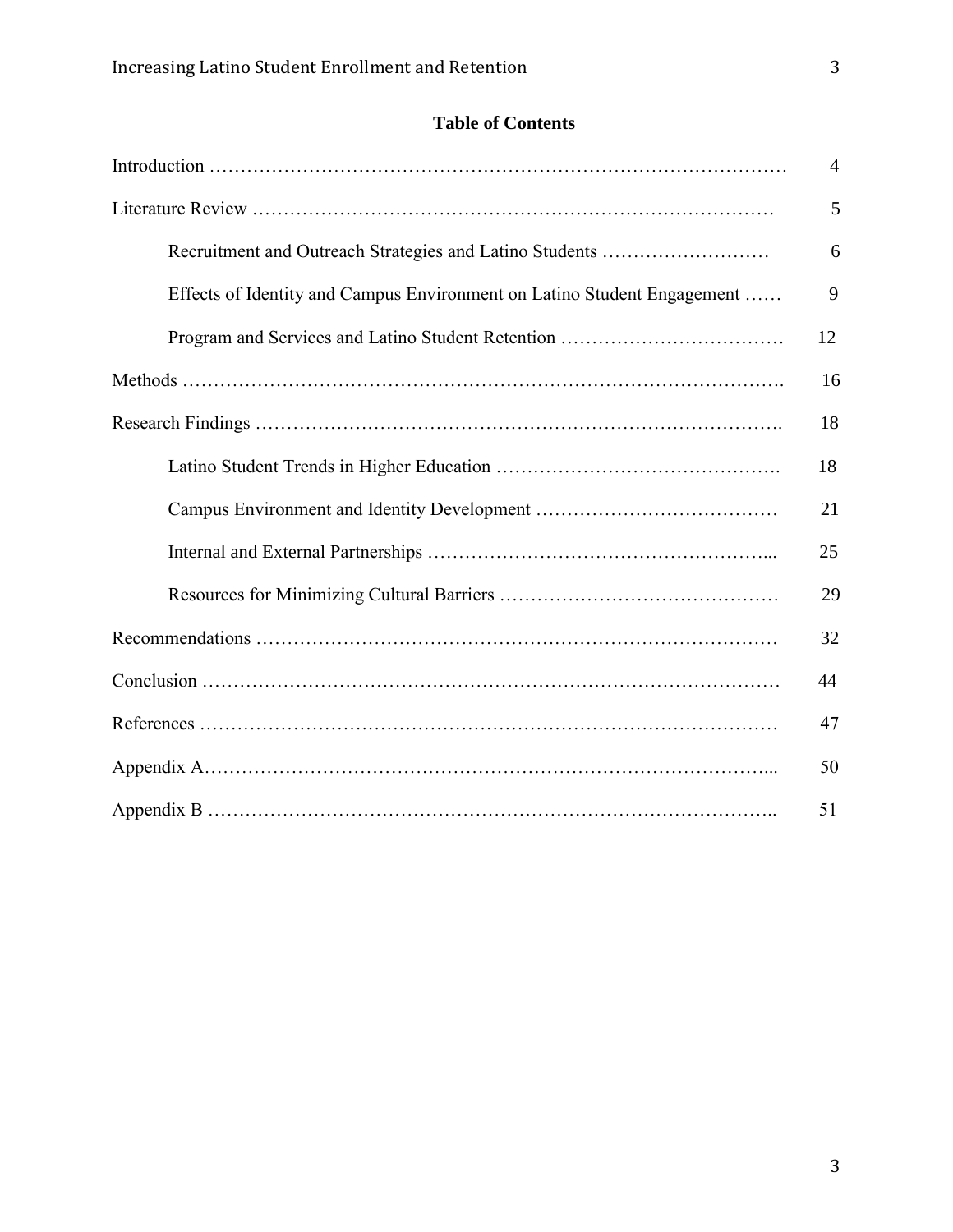## Table of Contents

| | |
|---|---|
| Introduction | 4 |
| Literature Review | 5 |
| Recruitment and Outreach Strategies and Latino Students | 6 |
| Effects of Identity and Campus Environment on Latino Student Engagement | 9 |
| Program and Services and Latino Student Retention | 12 |
| Methods | 16 |
| Research Findings | 18 |
| Latino Student Trends in Higher Education | 18 |
| Campus Environment and Identity Development | 21 |
| Internal and External Partnerships | 25 |
| Resources for Minimizing Cultural Barriers | 29 |
| Recommendations | 32 |
| Conclusion | 44 |
| References | 47 |
| Appendix A | 50 |
| Appendix B | 51 |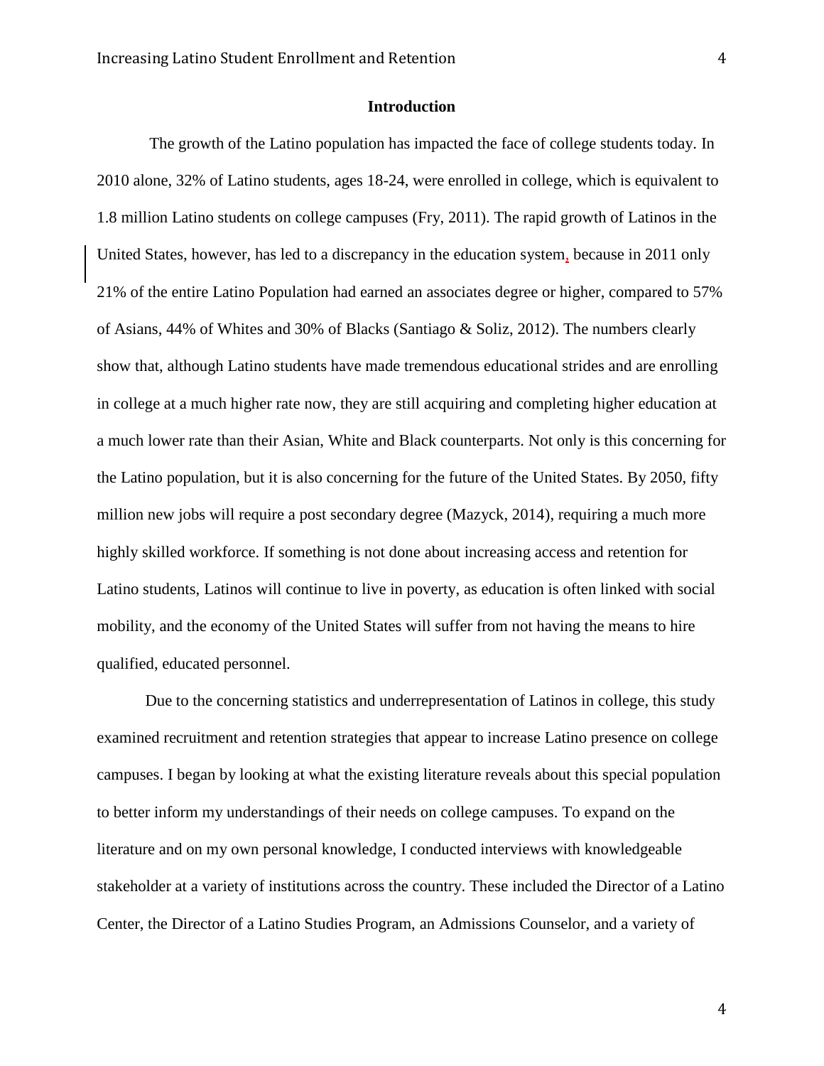## Introduction

The growth of the Latino population has impacted the face of college students today. In 2010 alone, 32% of Latino students, ages 18-24, were enrolled in college, which is equivalent to 1.8 million Latino students on college campuses (Fry, 2011). The rapid growth of Latinos in the United States, however, has led to a discrepancy in the education system, because in 2011 only 21% of the entire Latino Population had earned an associates degree or higher, compared to 57% of Asians, 44% of Whites and 30% of Blacks (Santiago & Soliz, 2012). The numbers clearly show that, although Latino students have made tremendous educational strides and are enrolling in college at a much higher rate now, they are still acquiring and completing higher education at a much lower rate than their Asian, White and Black counterparts. Not only is this concerning for the Latino population, but it is also concerning for the future of the United States. By 2050, fifty million new jobs will require a post secondary degree (Mazyck, 2014), requiring a much more highly skilled workforce. If something is not done about increasing access and retention for Latino students, Latinos will continue to live in poverty, as education is often linked with social mobility, and the economy of the United States will suffer from not having the means to hire qualified, educated personnel.

Due to the concerning statistics and underrepresentation of Latinos in college, this study examined recruitment and retention strategies that appear to increase Latino presence on college campuses. I began by looking at what the existing literature reveals about this special population to better inform my understandings of their needs on college campuses. To expand on the literature and on my own personal knowledge, I conducted interviews with knowledgeable stakeholder at a variety of institutions across the country. These included the Director of a Latino Center, the Director of a Latino Studies Program, an Admissions Counselor, and a variety of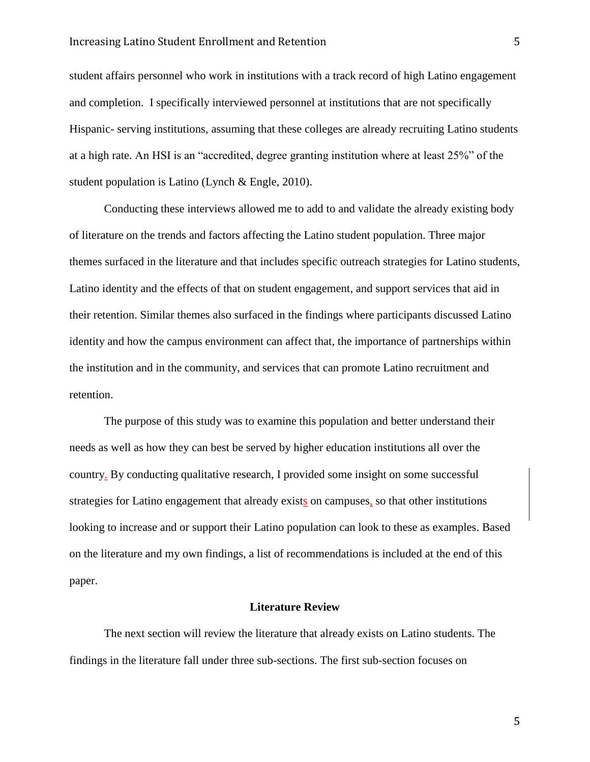student affairs personnel who work in institutions with a track record of high Latino engagement and completion. I specifically interviewed personnel at institutions that are not specifically Hispanic- serving institutions, assuming that these colleges are already recruiting Latino students at a high rate. An HSI is an "accredited, degree granting institution where at least 25%" of the student population is Latino (Lynch & Engle, 2010).

Conducting these interviews allowed me to add to and validate the already existing body of literature on the trends and factors affecting the Latino student population. Three major themes surfaced in the literature and that includes specific outreach strategies for Latino students, Latino identity and the effects of that on student engagement, and support services that aid in their retention. Similar themes also surfaced in the findings where participants discussed Latino identity and how the campus environment can affect that, the importance of partnerships within the institution and in the community, and services that can promote Latino recruitment and retention.

The purpose of this study was to examine this population and better understand their needs as well as how they can best be served by higher education institutions all over the country. By conducting qualitative research, I provided some insight on some successful strategies for Latino engagement that already exists on campuses, so that other institutions looking to increase and or support their Latino population can look to these as examples. Based on the literature and my own findings, a list of recommendations is included at the end of this paper.

## Literature Review

The next section will review the literature that already exists on Latino students. The findings in the literature fall under three sub-sections. The first sub-section focuses on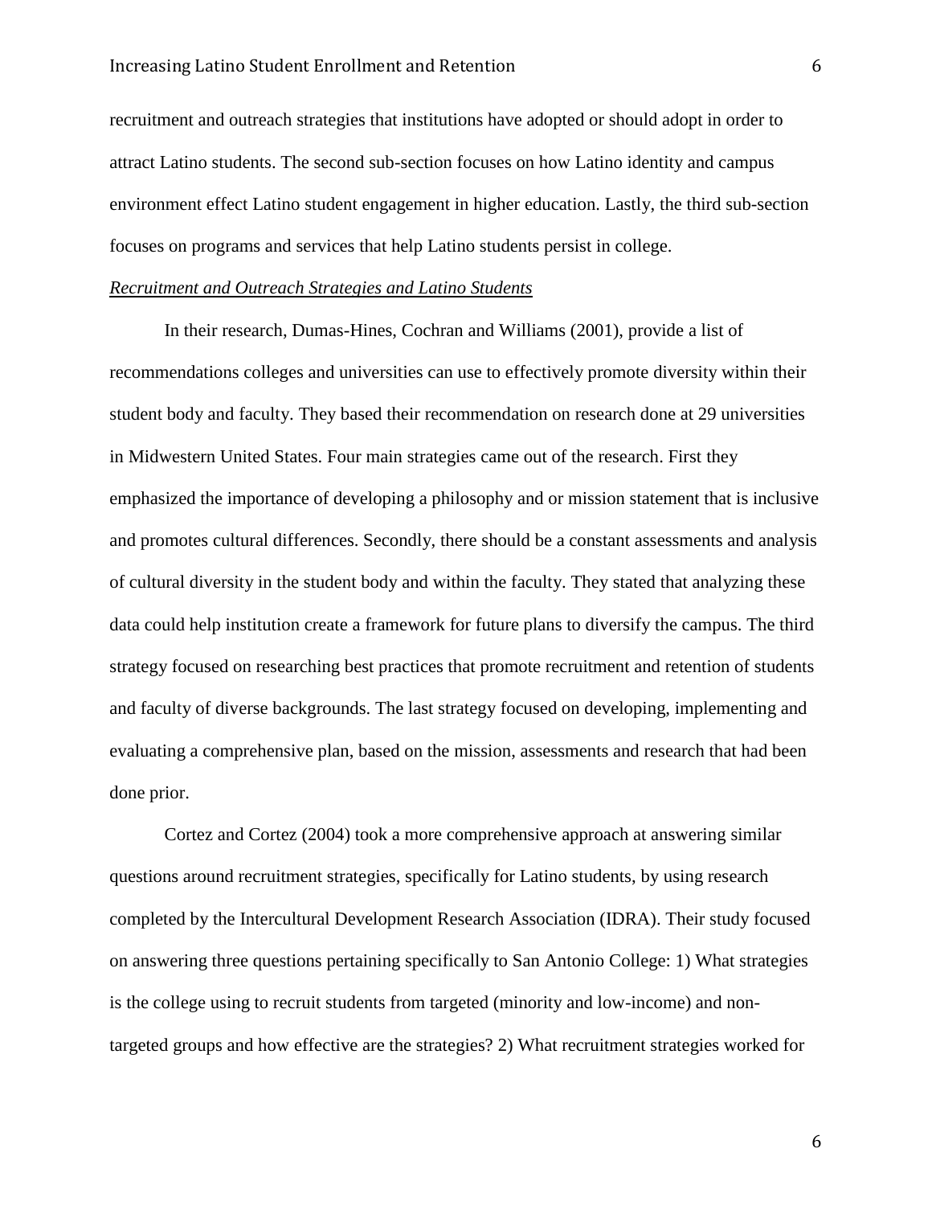recruitment and outreach strategies that institutions have adopted or should adopt in order to attract Latino students. The second sub-section focuses on how Latino identity and campus environment effect Latino student engagement in higher education. Lastly, the third sub-section focuses on programs and services that help Latino students persist in college.

*Recruitment and Outreach Strategies and Latino Students*

In their research, Dumas-Hines, Cochran and Williams (2001), provide a list of recommendations colleges and universities can use to effectively promote diversity within their student body and faculty. They based their recommendation on research done at 29 universities in Midwestern United States. Four main strategies came out of the research. First they emphasized the importance of developing a philosophy and or mission statement that is inclusive and promotes cultural differences. Secondly, there should be a constant assessments and analysis of cultural diversity in the student body and within the faculty. They stated that analyzing these data could help institution create a framework for future plans to diversify the campus. The third strategy focused on researching best practices that promote recruitment and retention of students and faculty of diverse backgrounds. The last strategy focused on developing, implementing and evaluating a comprehensive plan, based on the mission, assessments and research that had been done prior.

Cortez and Cortez (2004) took a more comprehensive approach at answering similar questions around recruitment strategies, specifically for Latino students, by using research completed by the Intercultural Development Research Association (IDRA). Their study focused on answering three questions pertaining specifically to San Antonio College: 1) What strategies is the college using to recruit students from targeted (minority and low-income) and non-targeted groups and how effective are the strategies? 2) What recruitment strategies worked for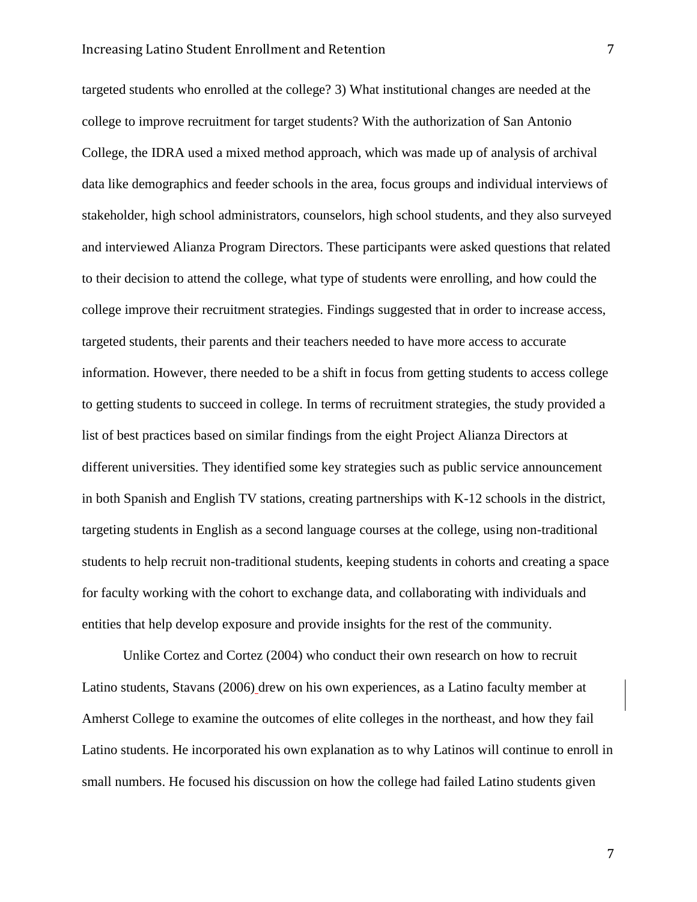targeted students who enrolled at the college? 3) What institutional changes are needed at the college to improve recruitment for target students? With the authorization of San Antonio College, the IDRA used a mixed method approach, which was made up of analysis of archival data like demographics and feeder schools in the area, focus groups and individual interviews of stakeholder, high school administrators, counselors, high school students, and they also surveyed and interviewed Alianza Program Directors. These participants were asked questions that related to their decision to attend the college, what type of students were enrolling, and how could the college improve their recruitment strategies. Findings suggested that in order to increase access, targeted students, their parents and their teachers needed to have more access to accurate information. However, there needed to be a shift in focus from getting students to access college to getting students to succeed in college. In terms of recruitment strategies, the study provided a list of best practices based on similar findings from the eight Project Alianza Directors at different universities. They identified some key strategies such as public service announcement in both Spanish and English TV stations, creating partnerships with K-12 schools in the district, targeting students in English as a second language courses at the college, using non-traditional students to help recruit non-traditional students, keeping students in cohorts and creating a space for faculty working with the cohort to exchange data, and collaborating with individuals and entities that help develop exposure and provide insights for the rest of the community.

Unlike Cortez and Cortez (2004) who conduct their own research on how to recruit Latino students, Stavans (2006) drew on his own experiences, as a Latino faculty member at Amherst College to examine the outcomes of elite colleges in the northeast, and how they fail Latino students. He incorporated his own explanation as to why Latinos will continue to enroll in small numbers. He focused his discussion on how the college had failed Latino students given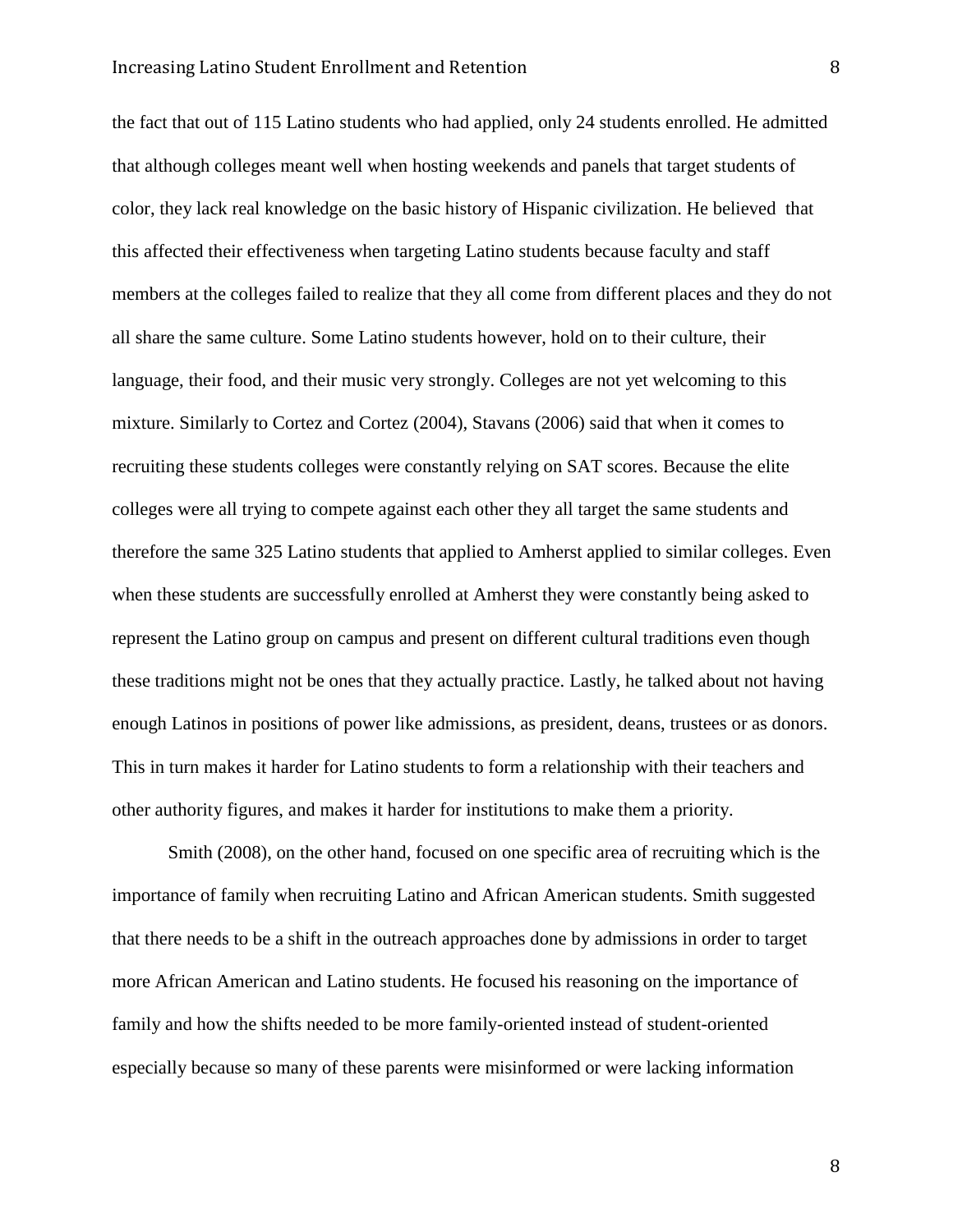the fact that out of 115 Latino students who had applied, only 24 students enrolled. He admitted that although colleges meant well when hosting weekends and panels that target students of color, they lack real knowledge on the basic history of Hispanic civilization. He believed that this affected their effectiveness when targeting Latino students because faculty and staff members at the colleges failed to realize that they all come from different places and they do not all share the same culture. Some Latino students however, hold on to their culture, their language, their food, and their music very strongly. Colleges are not yet welcoming to this mixture. Similarly to Cortez and Cortez (2004), Stavans (2006) said that when it comes to recruiting these students colleges were constantly relying on SAT scores. Because the elite colleges were all trying to compete against each other they all target the same students and therefore the same 325 Latino students that applied to Amherst applied to similar colleges. Even when these students are successfully enrolled at Amherst they were constantly being asked to represent the Latino group on campus and present on different cultural traditions even though these traditions might not be ones that they actually practice. Lastly, he talked about not having enough Latinos in positions of power like admissions, as president, deans, trustees or as donors. This in turn makes it harder for Latino students to form a relationship with their teachers and other authority figures, and makes it harder for institutions to make them a priority.

Smith (2008), on the other hand, focused on one specific area of recruiting which is the importance of family when recruiting Latino and African American students. Smith suggested that there needs to be a shift in the outreach approaches done by admissions in order to target more African American and Latino students. He focused his reasoning on the importance of family and how the shifts needed to be more family-oriented instead of student-oriented especially because so many of these parents were misinformed or were lacking information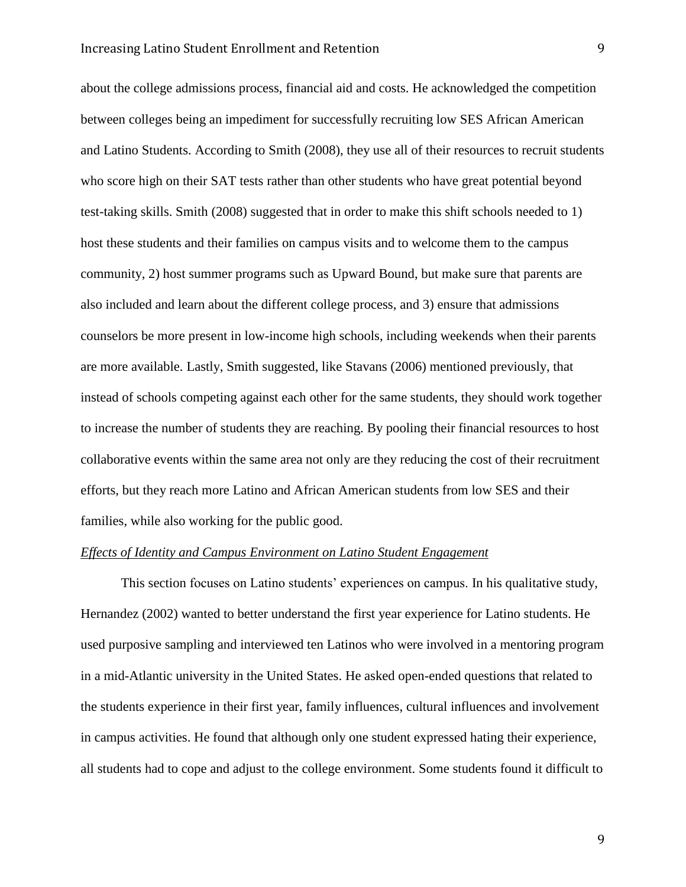about the college admissions process, financial aid and costs. He acknowledged the competition between colleges being an impediment for successfully recruiting low SES African American and Latino Students. According to Smith (2008), they use all of their resources to recruit students who score high on their SAT tests rather than other students who have great potential beyond test-taking skills. Smith (2008) suggested that in order to make this shift schools needed to 1) host these students and their families on campus visits and to welcome them to the campus community, 2) host summer programs such as Upward Bound, but make sure that parents are also included and learn about the different college process, and 3) ensure that admissions counselors be more present in low-income high schools, including weekends when their parents are more available. Lastly, Smith suggested, like Stavans (2006) mentioned previously, that instead of schools competing against each other for the same students, they should work together to increase the number of students they are reaching. By pooling their financial resources to host collaborative events within the same area not only are they reducing the cost of their recruitment efforts, but they reach more Latino and African American students from low SES and their families, while also working for the public good.

*Effects of Identity and Campus Environment on Latino Student Engagement*

This section focuses on Latino students' experiences on campus. In his qualitative study, Hernandez (2002) wanted to better understand the first year experience for Latino students. He used purposive sampling and interviewed ten Latinos who were involved in a mentoring program in a mid-Atlantic university in the United States. He asked open-ended questions that related to the students experience in their first year, family influences, cultural influences and involvement in campus activities. He found that although only one student expressed hating their experience, all students had to cope and adjust to the college environment. Some students found it difficult to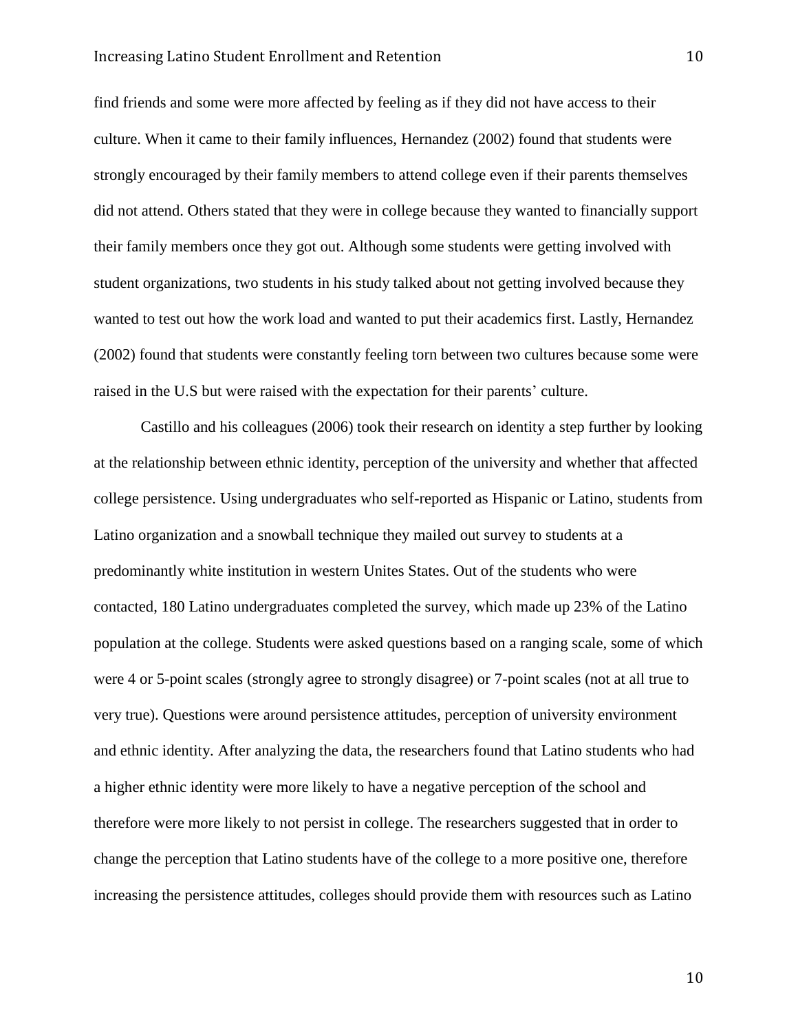find friends and some were more affected by feeling as if they did not have access to their culture. When it came to their family influences, Hernandez (2002) found that students were strongly encouraged by their family members to attend college even if their parents themselves did not attend. Others stated that they were in college because they wanted to financially support their family members once they got out. Although some students were getting involved with student organizations, two students in his study talked about not getting involved because they wanted to test out how the work load and wanted to put their academics first. Lastly, Hernandez (2002) found that students were constantly feeling torn between two cultures because some were raised in the U.S but were raised with the expectation for their parents' culture.

Castillo and his colleagues (2006) took their research on identity a step further by looking at the relationship between ethnic identity, perception of the university and whether that affected college persistence. Using undergraduates who self-reported as Hispanic or Latino, students from Latino organization and a snowball technique they mailed out survey to students at a predominantly white institution in western Unites States. Out of the students who were contacted, 180 Latino undergraduates completed the survey, which made up 23% of the Latino population at the college. Students were asked questions based on a ranging scale, some of which were 4 or 5-point scales (strongly agree to strongly disagree) or 7-point scales (not at all true to very true). Questions were around persistence attitudes, perception of university environment and ethnic identity. After analyzing the data, the researchers found that Latino students who had a higher ethnic identity were more likely to have a negative perception of the school and therefore were more likely to not persist in college. The researchers suggested that in order to change the perception that Latino students have of the college to a more positive one, therefore increasing the persistence attitudes, colleges should provide them with resources such as Latino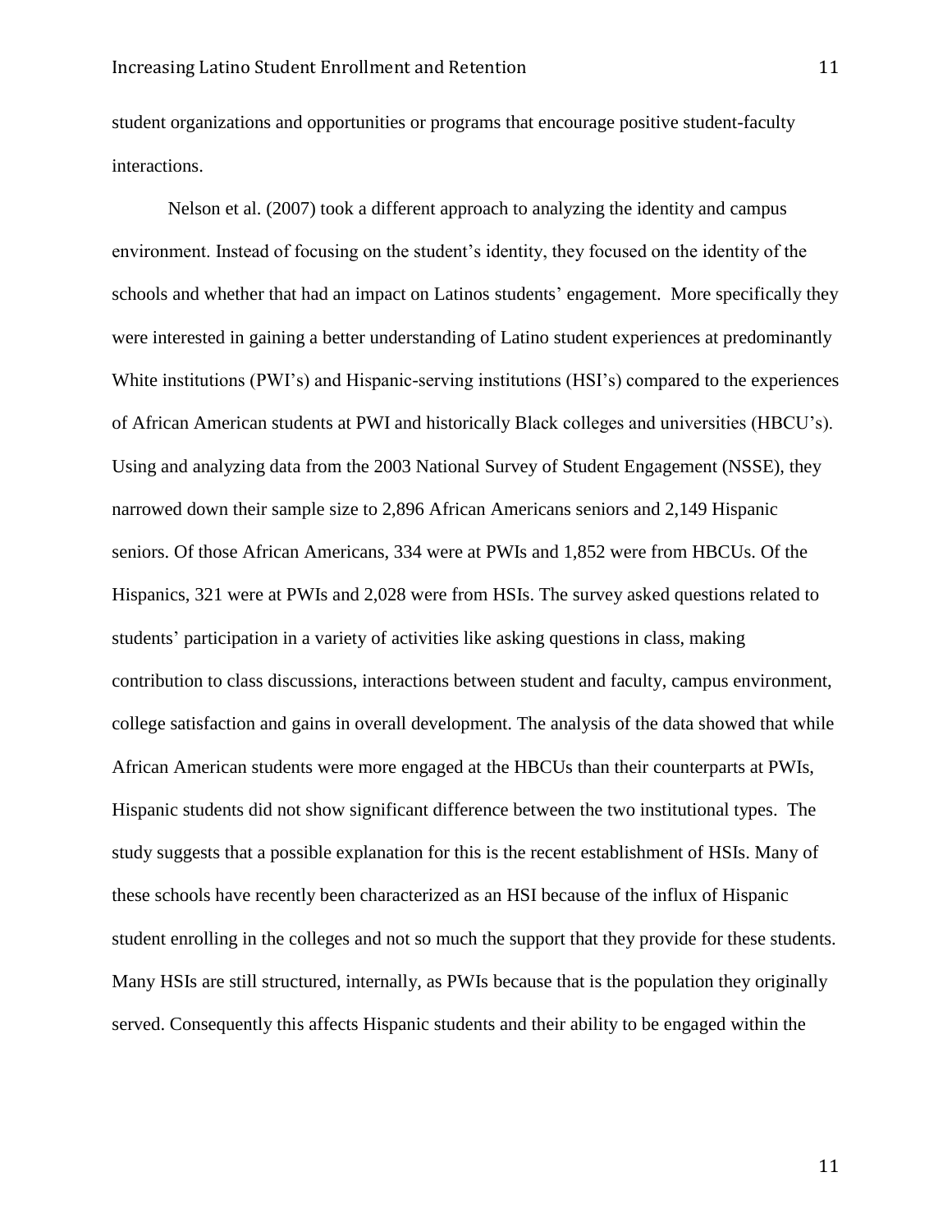student organizations and opportunities or programs that encourage positive student-faculty interactions.

Nelson et al. (2007) took a different approach to analyzing the identity and campus environment. Instead of focusing on the student's identity, they focused on the identity of the schools and whether that had an impact on Latinos students' engagement. More specifically they were interested in gaining a better understanding of Latino student experiences at predominantly White institutions (PWI's) and Hispanic-serving institutions (HSI's) compared to the experiences of African American students at PWI and historically Black colleges and universities (HBCU's). Using and analyzing data from the 2003 National Survey of Student Engagement (NSSE), they narrowed down their sample size to 2,896 African Americans seniors and 2,149 Hispanic seniors. Of those African Americans, 334 were at PWIs and 1,852 were from HBCUs. Of the Hispanics, 321 were at PWIs and 2,028 were from HSIs. The survey asked questions related to students' participation in a variety of activities like asking questions in class, making contribution to class discussions, interactions between student and faculty, campus environment, college satisfaction and gains in overall development. The analysis of the data showed that while African American students were more engaged at the HBCUs than their counterparts at PWIs, Hispanic students did not show significant difference between the two institutional types. The study suggests that a possible explanation for this is the recent establishment of HSIs. Many of these schools have recently been characterized as an HSI because of the influx of Hispanic student enrolling in the colleges and not so much the support that they provide for these students. Many HSIs are still structured, internally, as PWIs because that is the population they originally served. Consequently this affects Hispanic students and their ability to be engaged within the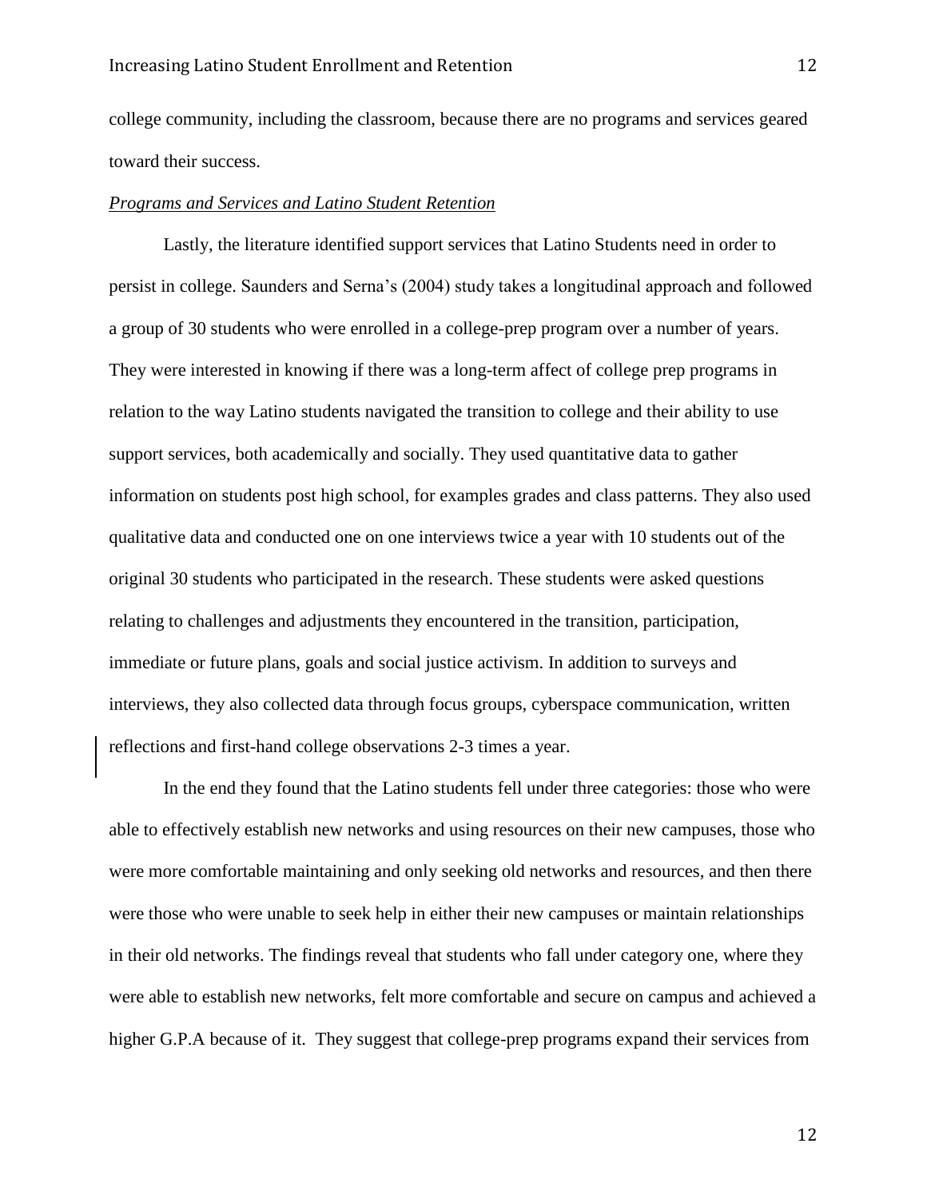college community, including the classroom, because there are no programs and services geared toward their success.

*Programs and Services and Latino Student Retention*

Lastly, the literature identified support services that Latino Students need in order to persist in college. Saunders and Serna's (2004) study takes a longitudinal approach and followed a group of 30 students who were enrolled in a college-prep program over a number of years. They were interested in knowing if there was a long-term affect of college prep programs in relation to the way Latino students navigated the transition to college and their ability to use support services, both academically and socially. They used quantitative data to gather information on students post high school, for examples grades and class patterns. They also used qualitative data and conducted one on one interviews twice a year with 10 students out of the original 30 students who participated in the research. These students were asked questions relating to challenges and adjustments they encountered in the transition, participation, immediate or future plans, goals and social justice activism. In addition to surveys and interviews, they also collected data through focus groups, cyberspace communication, written reflections and first-hand college observations 2-3 times a year.

In the end they found that the Latino students fell under three categories: those who were able to effectively establish new networks and using resources on their new campuses, those who were more comfortable maintaining and only seeking old networks and resources, and then there were those who were unable to seek help in either their new campuses or maintain relationships in their old networks. The findings reveal that students who fall under category one, where they were able to establish new networks, felt more comfortable and secure on campus and achieved a higher G.P.A because of it. They suggest that college-prep programs expand their services from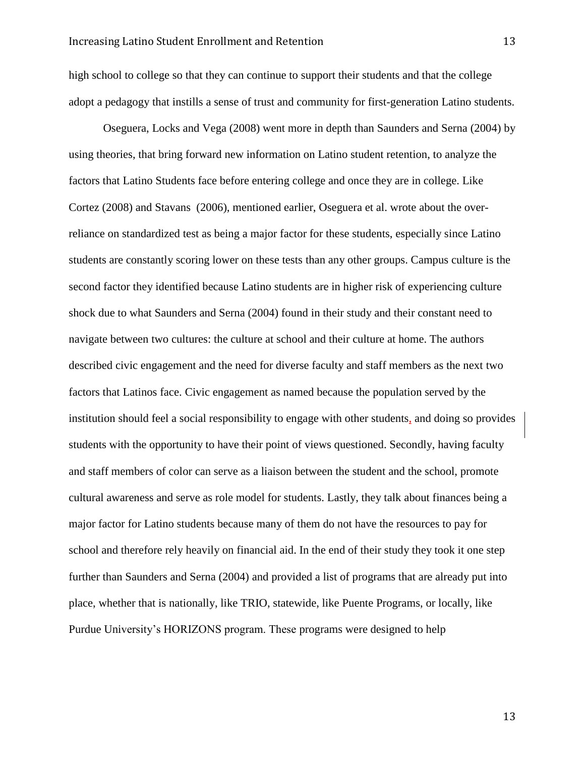high school to college so that they can continue to support their students and that the college adopt a pedagogy that instills a sense of trust and community for first-generation Latino students.

Oseguera, Locks and Vega (2008) went more in depth than Saunders and Serna (2004) by using theories, that bring forward new information on Latino student retention, to analyze the factors that Latino Students face before entering college and once they are in college. Like Cortez (2008) and Stavans (2006), mentioned earlier, Oseguera et al. wrote about the over-reliance on standardized test as being a major factor for these students, especially since Latino students are constantly scoring lower on these tests than any other groups. Campus culture is the second factor they identified because Latino students are in higher risk of experiencing culture shock due to what Saunders and Serna (2004) found in their study and their constant need to navigate between two cultures: the culture at school and their culture at home. The authors described civic engagement and the need for diverse faculty and staff members as the next two factors that Latinos face. Civic engagement as named because the population served by the institution should feel a social responsibility to engage with other students, and doing so provides students with the opportunity to have their point of views questioned. Secondly, having faculty and staff members of color can serve as a liaison between the student and the school, promote cultural awareness and serve as role model for students. Lastly, they talk about finances being a major factor for Latino students because many of them do not have the resources to pay for school and therefore rely heavily on financial aid. In the end of their study they took it one step further than Saunders and Serna (2004) and provided a list of programs that are already put into place, whether that is nationally, like TRIO, statewide, like Puente Programs, or locally, like Purdue University's HORIZONS program. These programs were designed to help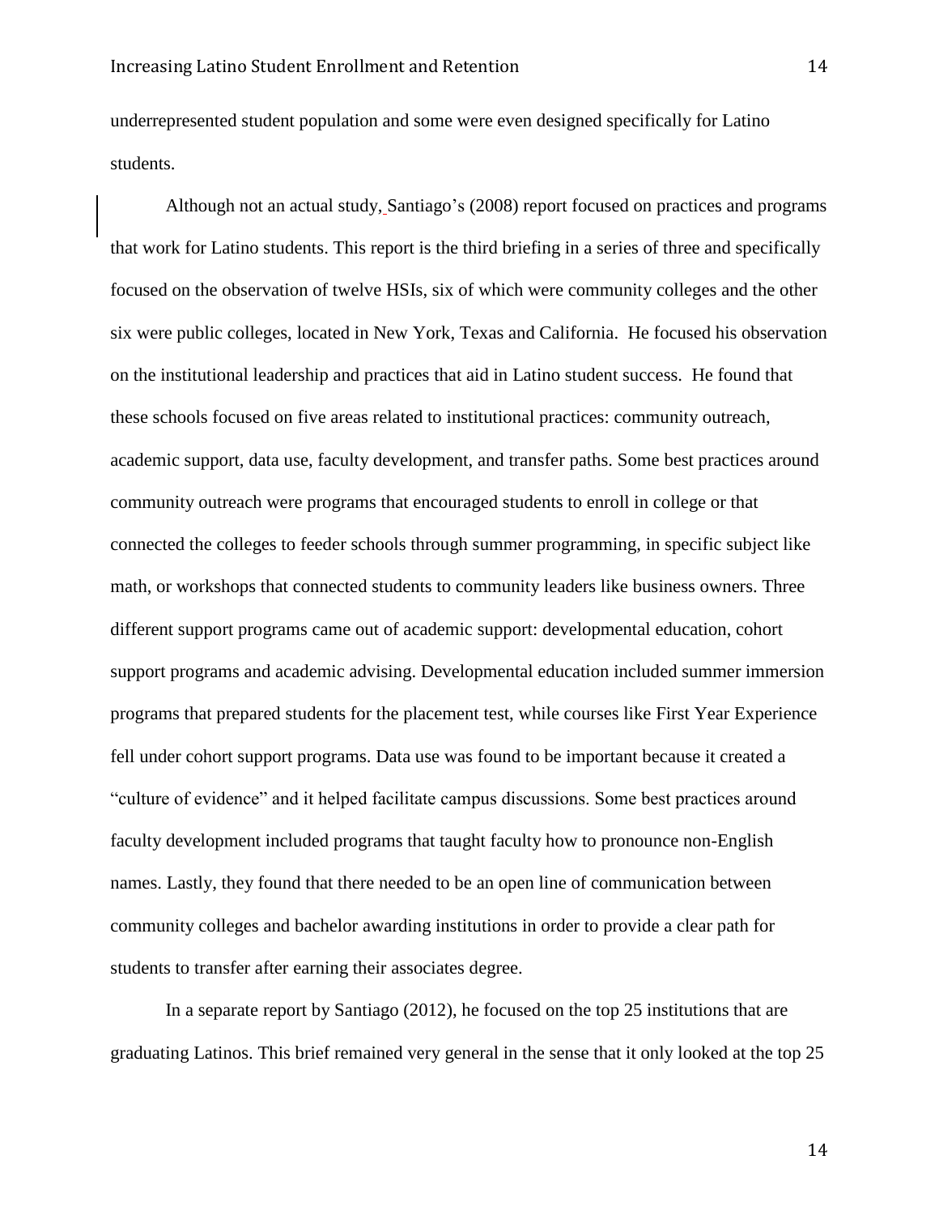underrepresented student population and some were even designed specifically for Latino students.

Although not an actual study, Santiago's (2008) report focused on practices and programs that work for Latino students. This report is the third briefing in a series of three and specifically focused on the observation of twelve HSIs, six of which were community colleges and the other six were public colleges, located in New York, Texas and California. He focused his observation on the institutional leadership and practices that aid in Latino student success. He found that these schools focused on five areas related to institutional practices: community outreach, academic support, data use, faculty development, and transfer paths. Some best practices around community outreach were programs that encouraged students to enroll in college or that connected the colleges to feeder schools through summer programming, in specific subject like math, or workshops that connected students to community leaders like business owners. Three different support programs came out of academic support: developmental education, cohort support programs and academic advising. Developmental education included summer immersion programs that prepared students for the placement test, while courses like First Year Experience fell under cohort support programs. Data use was found to be important because it created a "culture of evidence" and it helped facilitate campus discussions. Some best practices around faculty development included programs that taught faculty how to pronounce non-English names. Lastly, they found that there needed to be an open line of communication between community colleges and bachelor awarding institutions in order to provide a clear path for students to transfer after earning their associates degree.

In a separate report by Santiago (2012), he focused on the top 25 institutions that are graduating Latinos. This brief remained very general in the sense that it only looked at the top 25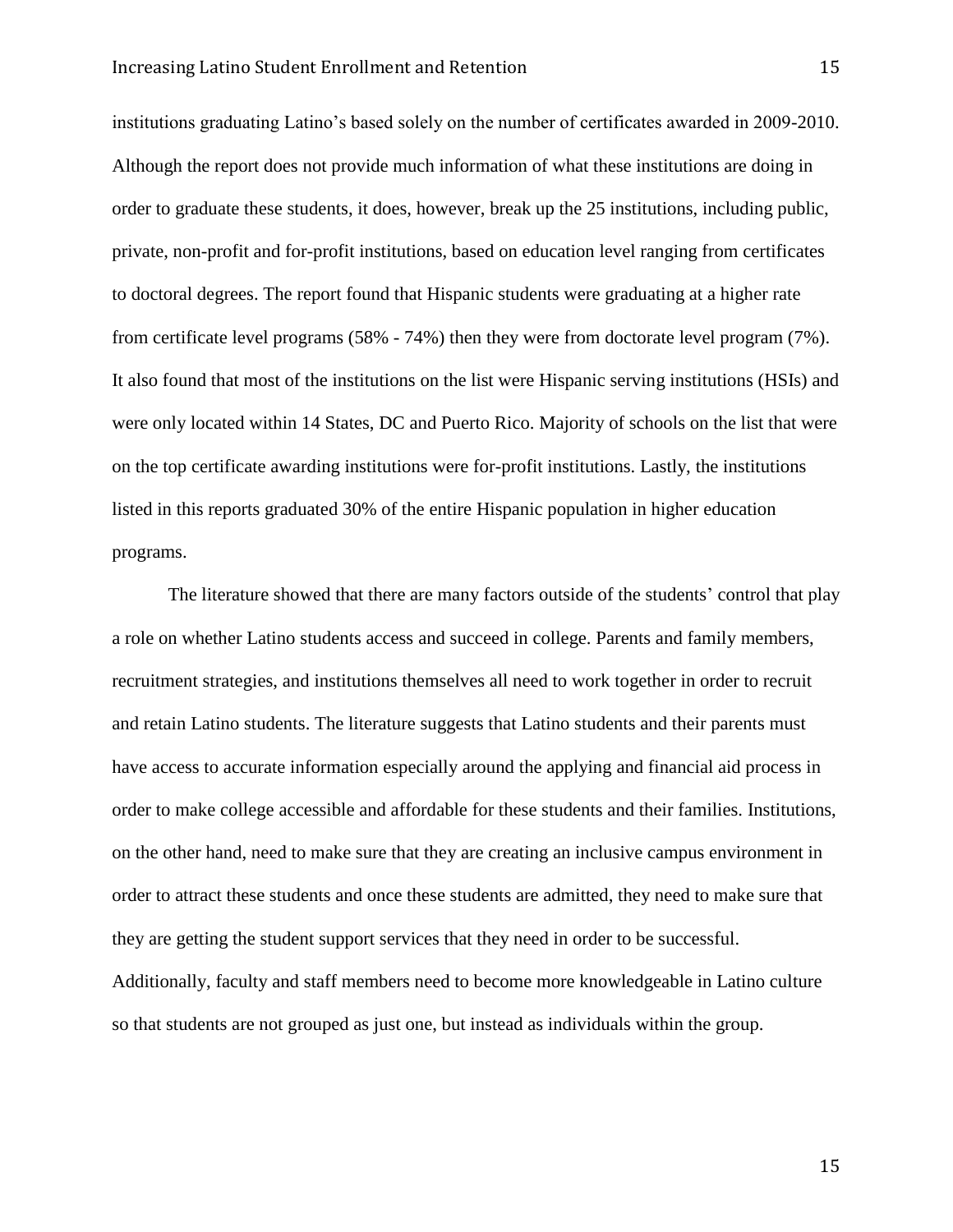institutions graduating Latino's based solely on the number of certificates awarded in 2009-2010. Although the report does not provide much information of what these institutions are doing in order to graduate these students, it does, however, break up the 25 institutions, including public, private, non-profit and for-profit institutions, based on education level ranging from certificates to doctoral degrees. The report found that Hispanic students were graduating at a higher rate from certificate level programs (58% - 74%) then they were from doctorate level program (7%). It also found that most of the institutions on the list were Hispanic serving institutions (HSIs) and were only located within 14 States, DC and Puerto Rico. Majority of schools on the list that were on the top certificate awarding institutions were for-profit institutions. Lastly, the institutions listed in this reports graduated 30% of the entire Hispanic population in higher education programs.

The literature showed that there are many factors outside of the students' control that play a role on whether Latino students access and succeed in college. Parents and family members, recruitment strategies, and institutions themselves all need to work together in order to recruit and retain Latino students. The literature suggests that Latino students and their parents must have access to accurate information especially around the applying and financial aid process in order to make college accessible and affordable for these students and their families. Institutions, on the other hand, need to make sure that they are creating an inclusive campus environment in order to attract these students and once these students are admitted, they need to make sure that they are getting the student support services that they need in order to be successful. Additionally, faculty and staff members need to become more knowledgeable in Latino culture so that students are not grouped as just one, but instead as individuals within the group.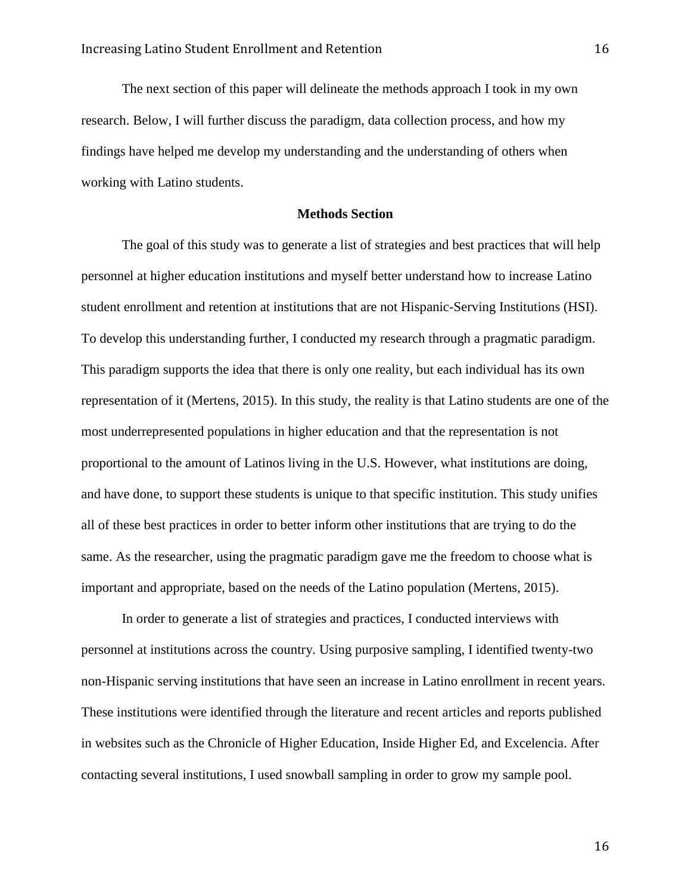The next section of this paper will delineate the methods approach I took in my own research. Below, I will further discuss the paradigm, data collection process, and how my findings have helped me develop my understanding and the understanding of others when working with Latino students.

## Methods Section

The goal of this study was to generate a list of strategies and best practices that will help personnel at higher education institutions and myself better understand how to increase Latino student enrollment and retention at institutions that are not Hispanic-Serving Institutions (HSI). To develop this understanding further, I conducted my research through a pragmatic paradigm. This paradigm supports the idea that there is only one reality, but each individual has its own representation of it (Mertens, 2015). In this study, the reality is that Latino students are one of the most underrepresented populations in higher education and that the representation is not proportional to the amount of Latinos living in the U.S. However, what institutions are doing, and have done, to support these students is unique to that specific institution. This study unifies all of these best practices in order to better inform other institutions that are trying to do the same. As the researcher, using the pragmatic paradigm gave me the freedom to choose what is important and appropriate, based on the needs of the Latino population (Mertens, 2015).

In order to generate a list of strategies and practices, I conducted interviews with personnel at institutions across the country. Using purposive sampling, I identified twenty-two non-Hispanic serving institutions that have seen an increase in Latino enrollment in recent years. These institutions were identified through the literature and recent articles and reports published in websites such as the Chronicle of Higher Education, Inside Higher Ed, and Excelencia. After contacting several institutions, I used snowball sampling in order to grow my sample pool.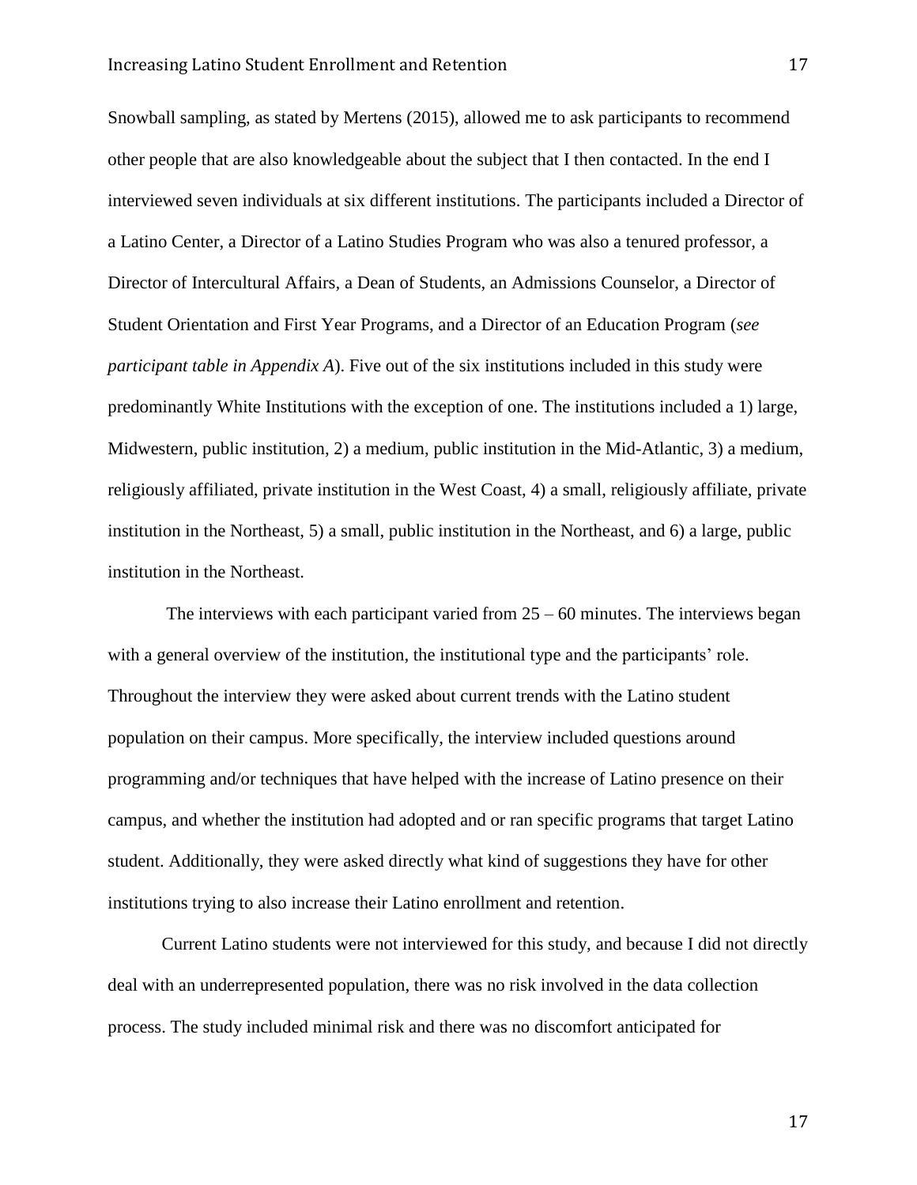Snowball sampling, as stated by Mertens (2015), allowed me to ask participants to recommend other people that are also knowledgeable about the subject that I then contacted. In the end I interviewed seven individuals at six different institutions. The participants included a Director of a Latino Center, a Director of a Latino Studies Program who was also a tenured professor, a Director of Intercultural Affairs, a Dean of Students, an Admissions Counselor, a Director of Student Orientation and First Year Programs, and a Director of an Education Program (*see participant table in Appendix A*). Five out of the six institutions included in this study were predominantly White Institutions with the exception of one. The institutions included a 1) large, Midwestern, public institution, 2) a medium, public institution in the Mid-Atlantic, 3) a medium, religiously affiliated, private institution in the West Coast, 4) a small, religiously affiliate, private institution in the Northeast, 5) a small, public institution in the Northeast, and 6) a large, public institution in the Northeast.

The interviews with each participant varied from 25 – 60 minutes. The interviews began with a general overview of the institution, the institutional type and the participants' role. Throughout the interview they were asked about current trends with the Latino student population on their campus. More specifically, the interview included questions around programming and/or techniques that have helped with the increase of Latino presence on their campus, and whether the institution had adopted and or ran specific programs that target Latino student. Additionally, they were asked directly what kind of suggestions they have for other institutions trying to also increase their Latino enrollment and retention.

Current Latino students were not interviewed for this study, and because I did not directly deal with an underrepresented population, there was no risk involved in the data collection process. The study included minimal risk and there was no discomfort anticipated for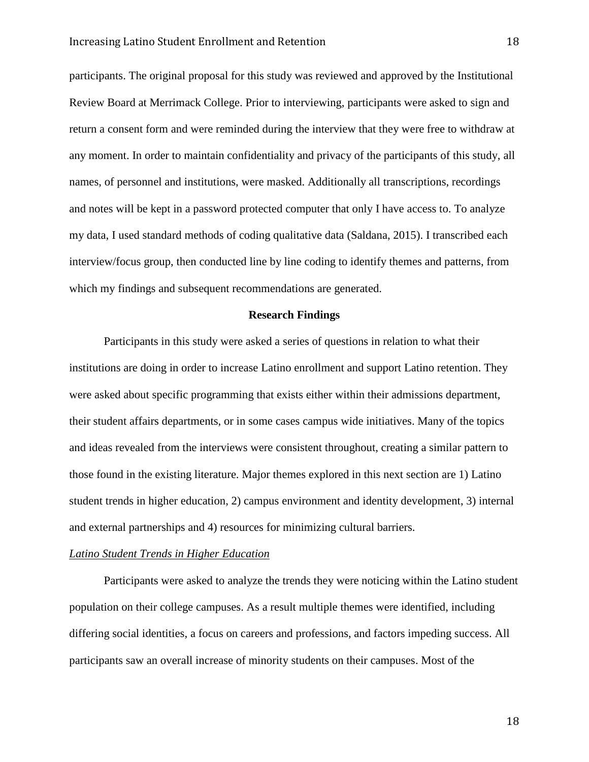participants. The original proposal for this study was reviewed and approved by the Institutional Review Board at Merrimack College. Prior to interviewing, participants were asked to sign and return a consent form and were reminded during the interview that they were free to withdraw at any moment. In order to maintain confidentiality and privacy of the participants of this study, all names, of personnel and institutions, were masked. Additionally all transcriptions, recordings and notes will be kept in a password protected computer that only I have access to. To analyze my data, I used standard methods of coding qualitative data (Saldana, 2015). I transcribed each interview/focus group, then conducted line by line coding to identify themes and patterns, from which my findings and subsequent recommendations are generated.

## Research Findings

Participants in this study were asked a series of questions in relation to what their institutions are doing in order to increase Latino enrollment and support Latino retention. They were asked about specific programming that exists either within their admissions department, their student affairs departments, or in some cases campus wide initiatives. Many of the topics and ideas revealed from the interviews were consistent throughout, creating a similar pattern to those found in the existing literature. Major themes explored in this next section are 1) Latino student trends in higher education, 2) campus environment and identity development, 3) internal and external partnerships and 4) resources for minimizing cultural barriers.

### *Latino Student Trends in Higher Education*

Participants were asked to analyze the trends they were noticing within the Latino student population on their college campuses. As a result multiple themes were identified, including differing social identities, a focus on careers and professions, and factors impeding success. All participants saw an overall increase of minority students on their campuses. Most of the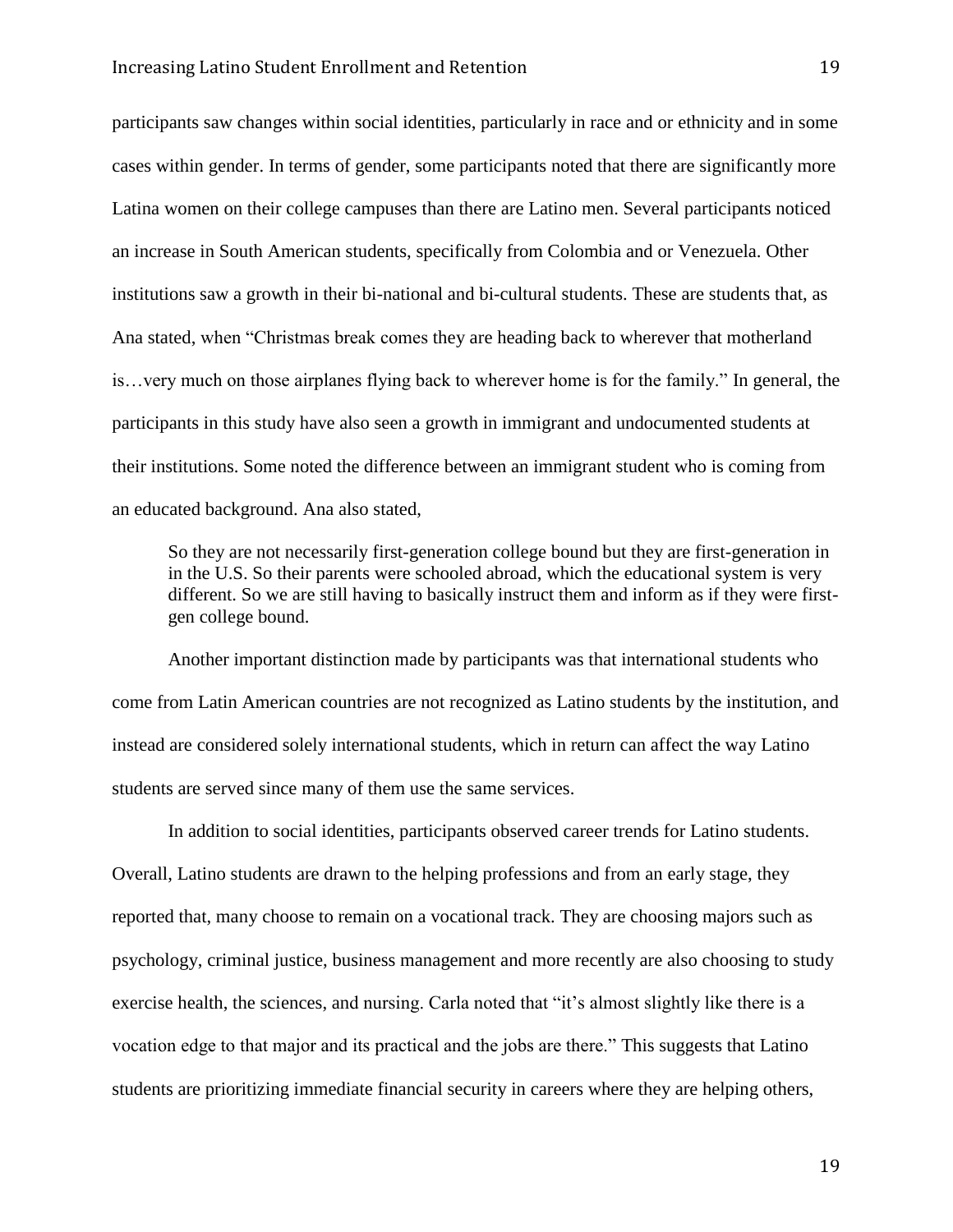participants saw changes within social identities, particularly in race and or ethnicity and in some cases within gender. In terms of gender, some participants noted that there are significantly more Latina women on their college campuses than there are Latino men. Several participants noticed an increase in South American students, specifically from Colombia and or Venezuela. Other institutions saw a growth in their bi-national and bi-cultural students. These are students that, as Ana stated, when "Christmas break comes they are heading back to wherever that motherland is…very much on those airplanes flying back to wherever home is for the family." In general, the participants in this study have also seen a growth in immigrant and undocumented students at their institutions. Some noted the difference between an immigrant student who is coming from an educated background. Ana also stated,

> So they are not necessarily first-generation college bound but they are first-generation in in the U.S. So their parents were schooled abroad, which the educational system is very different. So we are still having to basically instruct them and inform as if they were first-gen college bound.

Another important distinction made by participants was that international students who come from Latin American countries are not recognized as Latino students by the institution, and instead are considered solely international students, which in return can affect the way Latino students are served since many of them use the same services.

In addition to social identities, participants observed career trends for Latino students. Overall, Latino students are drawn to the helping professions and from an early stage, they reported that, many choose to remain on a vocational track. They are choosing majors such as psychology, criminal justice, business management and more recently are also choosing to study exercise health, the sciences, and nursing. Carla noted that "it's almost slightly like there is a vocation edge to that major and its practical and the jobs are there." This suggests that Latino students are prioritizing immediate financial security in careers where they are helping others,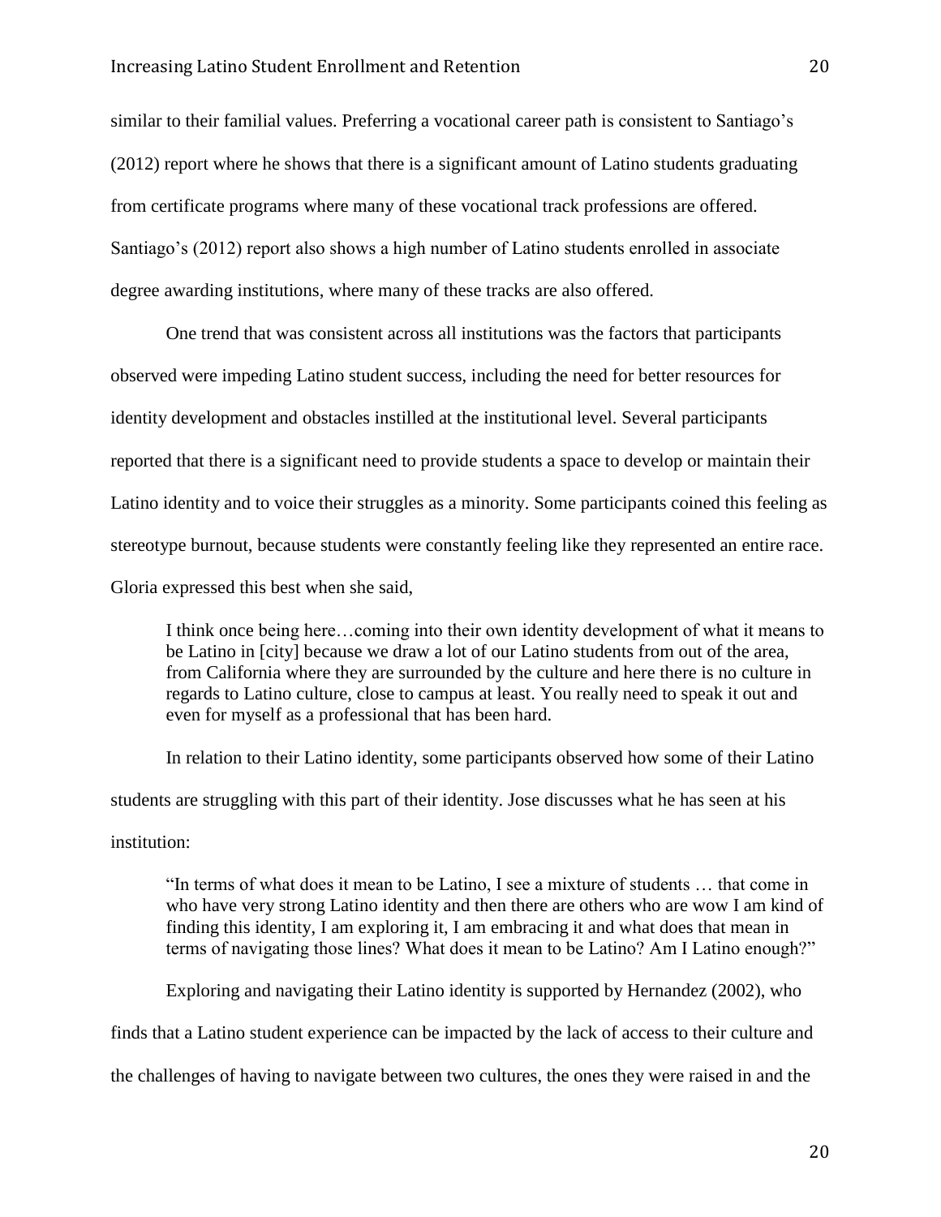similar to their familial values. Preferring a vocational career path is consistent to Santiago's (2012) report where he shows that there is a significant amount of Latino students graduating from certificate programs where many of these vocational track professions are offered. Santiago's (2012) report also shows a high number of Latino students enrolled in associate degree awarding institutions, where many of these tracks are also offered.

One trend that was consistent across all institutions was the factors that participants observed were impeding Latino student success, including the need for better resources for identity development and obstacles instilled at the institutional level. Several participants reported that there is a significant need to provide students a space to develop or maintain their Latino identity and to voice their struggles as a minority. Some participants coined this feeling as stereotype burnout, because students were constantly feeling like they represented an entire race. Gloria expressed this best when she said,

> I think once being here…coming into their own identity development of what it means to be Latino in [city] because we draw a lot of our Latino students from out of the area, from California where they are surrounded by the culture and here there is no culture in regards to Latino culture, close to campus at least. You really need to speak it out and even for myself as a professional that has been hard.

In relation to their Latino identity, some participants observed how some of their Latino students are struggling with this part of their identity. Jose discusses what he has seen at his institution:

> "In terms of what does it mean to be Latino, I see a mixture of students … that come in who have very strong Latino identity and then there are others who are wow I am kind of finding this identity, I am exploring it, I am embracing it and what does that mean in terms of navigating those lines? What does it mean to be Latino? Am I Latino enough?"

Exploring and navigating their Latino identity is supported by Hernandez (2002), who finds that a Latino student experience can be impacted by the lack of access to their culture and the challenges of having to navigate between two cultures, the ones they were raised in and the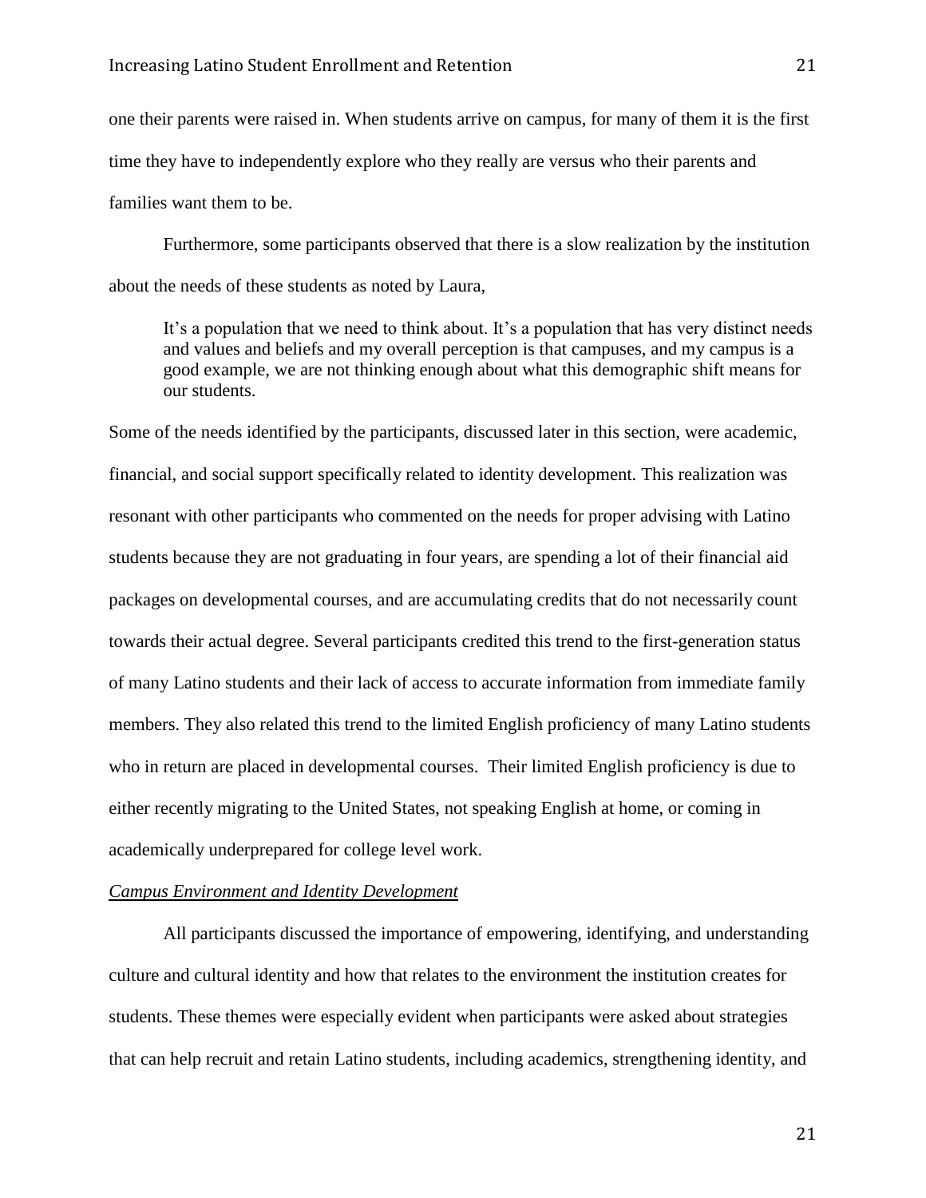one their parents were raised in. When students arrive on campus, for many of them it is the first time they have to independently explore who they really are versus who their parents and families want them to be.

Furthermore, some participants observed that there is a slow realization by the institution about the needs of these students as noted by Laura,

> It's a population that we need to think about. It's a population that has very distinct needs and values and beliefs and my overall perception is that campuses, and my campus is a good example, we are not thinking enough about what this demographic shift means for our students.

Some of the needs identified by the participants, discussed later in this section, were academic, financial, and social support specifically related to identity development. This realization was resonant with other participants who commented on the needs for proper advising with Latino students because they are not graduating in four years, are spending a lot of their financial aid packages on developmental courses, and are accumulating credits that do not necessarily count towards their actual degree. Several participants credited this trend to the first-generation status of many Latino students and their lack of access to accurate information from immediate family members. They also related this trend to the limited English proficiency of many Latino students who in return are placed in developmental courses. Their limited English proficiency is due to either recently migrating to the United States, not speaking English at home, or coming in academically underprepared for college level work.

*<u>Campus Environment and Identity Development</u>*

All participants discussed the importance of empowering, identifying, and understanding culture and cultural identity and how that relates to the environment the institution creates for students. These themes were especially evident when participants were asked about strategies that can help recruit and retain Latino students, including academics, strengthening identity, and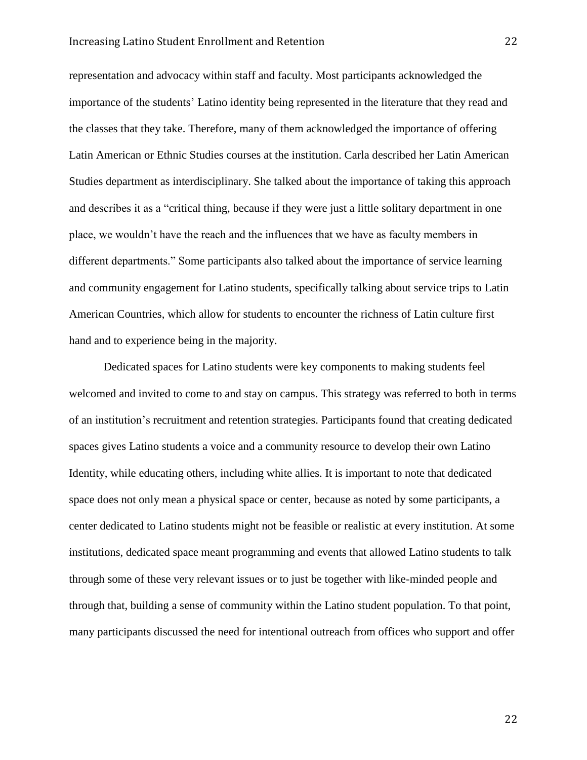representation and advocacy within staff and faculty. Most participants acknowledged the importance of the students' Latino identity being represented in the literature that they read and the classes that they take. Therefore, many of them acknowledged the importance of offering Latin American or Ethnic Studies courses at the institution. Carla described her Latin American Studies department as interdisciplinary. She talked about the importance of taking this approach and describes it as a "critical thing, because if they were just a little solitary department in one place, we wouldn't have the reach and the influences that we have as faculty members in different departments." Some participants also talked about the importance of service learning and community engagement for Latino students, specifically talking about service trips to Latin American Countries, which allow for students to encounter the richness of Latin culture first hand and to experience being in the majority.

Dedicated spaces for Latino students were key components to making students feel welcomed and invited to come to and stay on campus. This strategy was referred to both in terms of an institution's recruitment and retention strategies. Participants found that creating dedicated spaces gives Latino students a voice and a community resource to develop their own Latino Identity, while educating others, including white allies. It is important to note that dedicated space does not only mean a physical space or center, because as noted by some participants, a center dedicated to Latino students might not be feasible or realistic at every institution. At some institutions, dedicated space meant programming and events that allowed Latino students to talk through some of these very relevant issues or to just be together with like-minded people and through that, building a sense of community within the Latino student population. To that point, many participants discussed the need for intentional outreach from offices who support and offer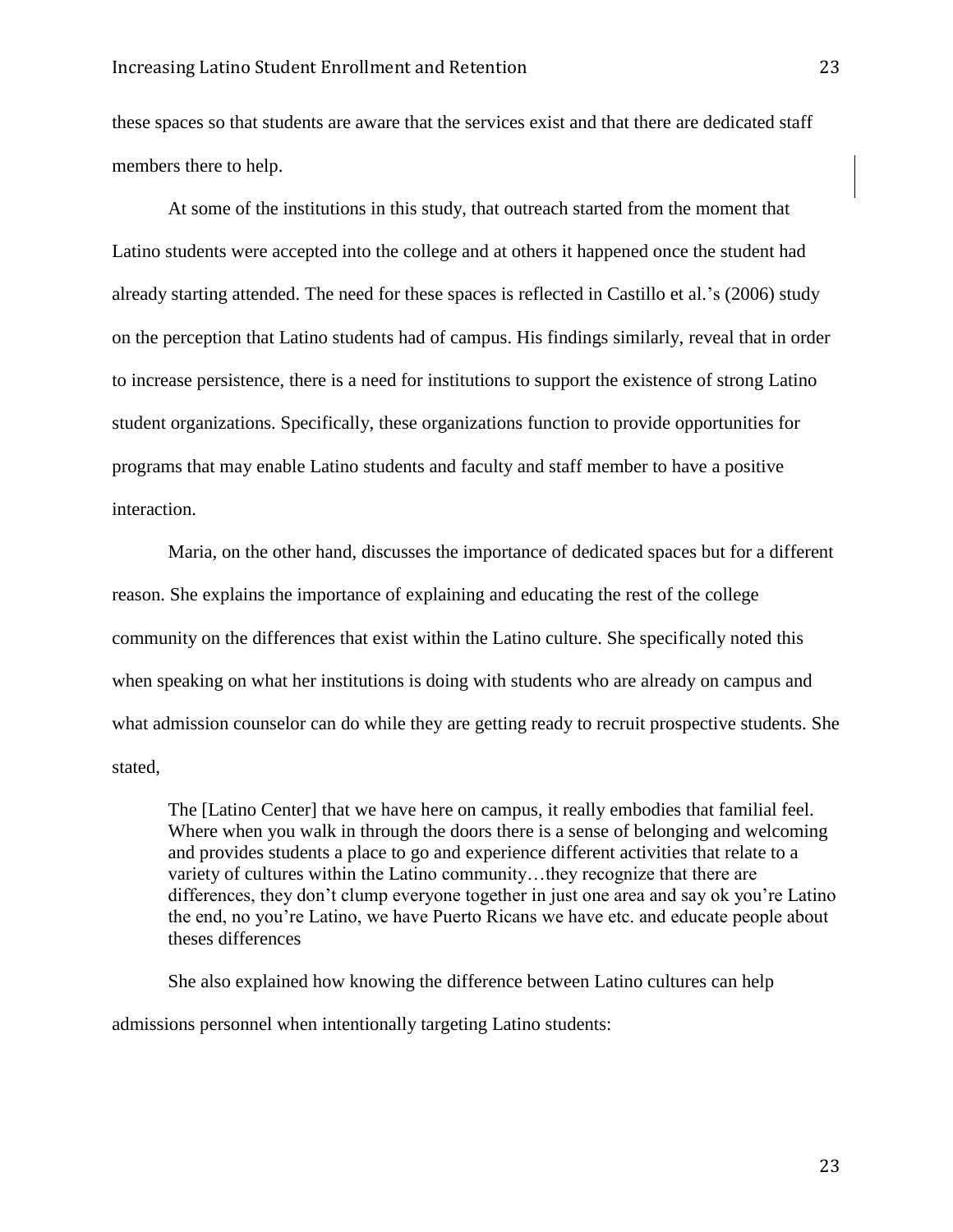these spaces so that students are aware that the services exist and that there are dedicated staff members there to help.

At some of the institutions in this study, that outreach started from the moment that Latino students were accepted into the college and at others it happened once the student had already starting attended. The need for these spaces is reflected in Castillo et al.'s (2006) study on the perception that Latino students had of campus. His findings similarly, reveal that in order to increase persistence, there is a need for institutions to support the existence of strong Latino student organizations. Specifically, these organizations function to provide opportunities for programs that may enable Latino students and faculty and staff member to have a positive interaction.

Maria, on the other hand, discusses the importance of dedicated spaces but for a different reason. She explains the importance of explaining and educating the rest of the college community on the differences that exist within the Latino culture. She specifically noted this when speaking on what her institutions is doing with students who are already on campus and what admission counselor can do while they are getting ready to recruit prospective students. She stated,

> The [Latino Center] that we have here on campus, it really embodies that familial feel. Where when you walk in through the doors there is a sense of belonging and welcoming and provides students a place to go and experience different activities that relate to a variety of cultures within the Latino community…they recognize that there are differences, they don't clump everyone together in just one area and say ok you're Latino the end, no you're Latino, we have Puerto Ricans we have etc. and educate people about theses differences

She also explained how knowing the difference between Latino cultures can help admissions personnel when intentionally targeting Latino students: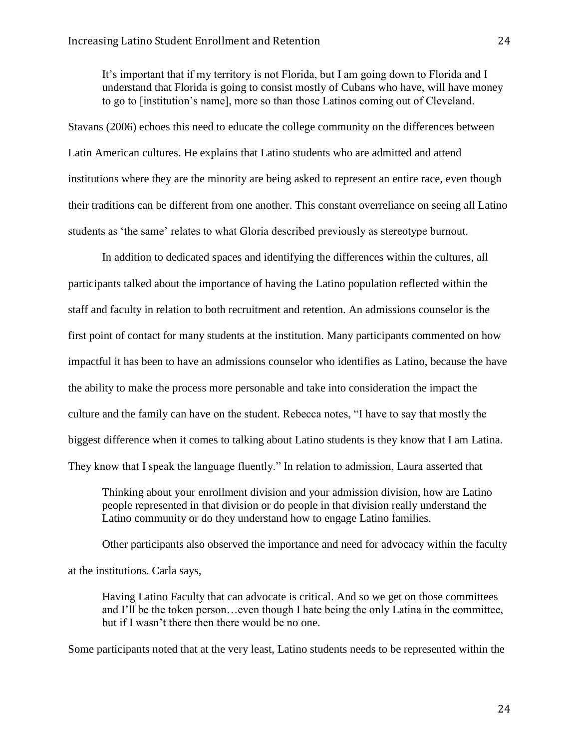> It's important that if my territory is not Florida, but I am going down to Florida and I understand that Florida is going to consist mostly of Cubans who have, will have money to go to [institution's name], more so than those Latinos coming out of Cleveland.

Stavans (2006) echoes this need to educate the college community on the differences between Latin American cultures. He explains that Latino students who are admitted and attend institutions where they are the minority are being asked to represent an entire race, even though their traditions can be different from one another. This constant overreliance on seeing all Latino students as 'the same' relates to what Gloria described previously as stereotype burnout.

In addition to dedicated spaces and identifying the differences within the cultures, all participants talked about the importance of having the Latino population reflected within the staff and faculty in relation to both recruitment and retention. An admissions counselor is the first point of contact for many students at the institution. Many participants commented on how impactful it has been to have an admissions counselor who identifies as Latino, because the have the ability to make the process more personable and take into consideration the impact the culture and the family can have on the student. Rebecca notes, "I have to say that mostly the biggest difference when it comes to talking about Latino students is they know that I am Latina. They know that I speak the language fluently." In relation to admission, Laura asserted that

> Thinking about your enrollment division and your admission division, how are Latino people represented in that division or do people in that division really understand the Latino community or do they understand how to engage Latino families.

Other participants also observed the importance and need for advocacy within the faculty at the institutions. Carla says,

> Having Latino Faculty that can advocate is critical. And so we get on those committees and I'll be the token person…even though I hate being the only Latina in the committee, but if I wasn't there then there would be no one.

Some participants noted that at the very least, Latino students needs to be represented within the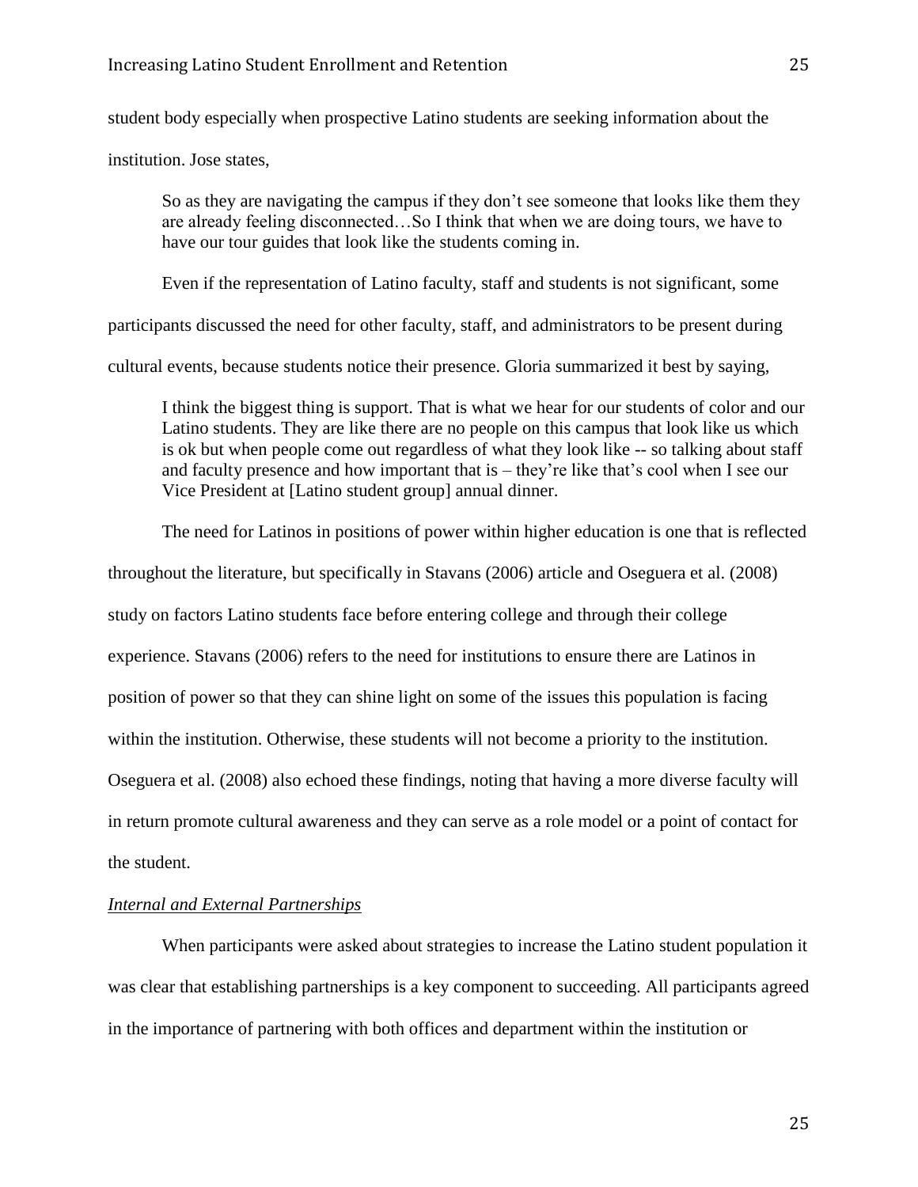student body especially when prospective Latino students are seeking information about the institution. Jose states,

> So as they are navigating the campus if they don't see someone that looks like them they are already feeling disconnected…So I think that when we are doing tours, we have to have our tour guides that look like the students coming in.

Even if the representation of Latino faculty, staff and students is not significant, some participants discussed the need for other faculty, staff, and administrators to be present during cultural events, because students notice their presence. Gloria summarized it best by saying,

> I think the biggest thing is support. That is what we hear for our students of color and our Latino students. They are like there are no people on this campus that look like us which is ok but when people come out regardless of what they look like -- so talking about staff and faculty presence and how important that is – they're like that's cool when I see our Vice President at [Latino student group] annual dinner.

The need for Latinos in positions of power within higher education is one that is reflected throughout the literature, but specifically in Stavans (2006) article and Oseguera et al. (2008) study on factors Latino students face before entering college and through their college experience. Stavans (2006) refers to the need for institutions to ensure there are Latinos in position of power so that they can shine light on some of the issues this population is facing within the institution. Otherwise, these students will not become a priority to the institution. Oseguera et al. (2008) also echoed these findings, noting that having a more diverse faculty will in return promote cultural awareness and they can serve as a role model or a point of contact for the student.

### *Internal and External Partnerships*

When participants were asked about strategies to increase the Latino student population it was clear that establishing partnerships is a key component to succeeding. All participants agreed in the importance of partnering with both offices and department within the institution or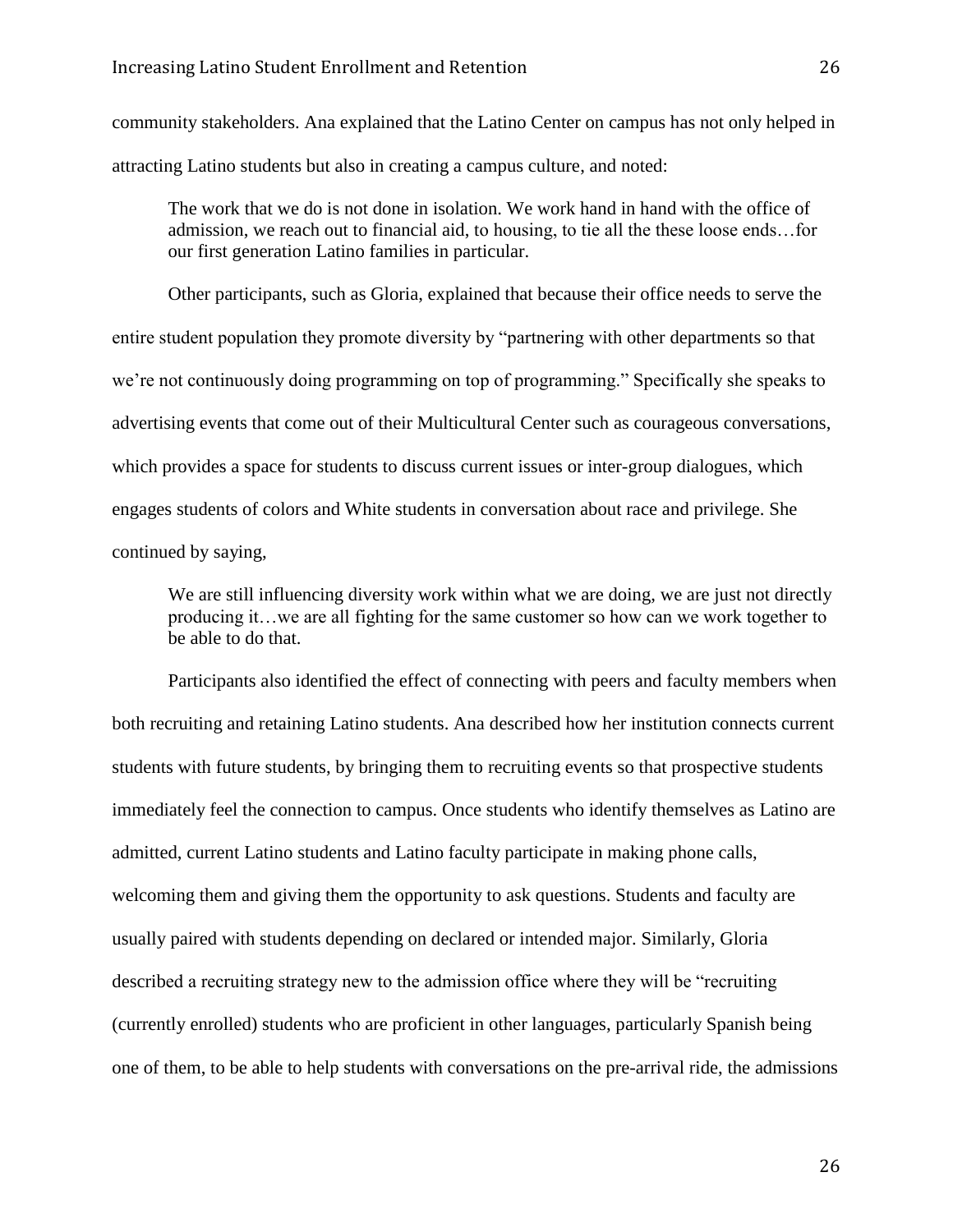community stakeholders. Ana explained that the Latino Center on campus has not only helped in attracting Latino students but also in creating a campus culture, and noted:

> The work that we do is not done in isolation. We work hand in hand with the office of admission, we reach out to financial aid, to housing, to tie all the these loose ends…for our first generation Latino families in particular.

Other participants, such as Gloria, explained that because their office needs to serve the entire student population they promote diversity by "partnering with other departments so that we're not continuously doing programming on top of programming." Specifically she speaks to advertising events that come out of their Multicultural Center such as courageous conversations, which provides a space for students to discuss current issues or inter-group dialogues, which engages students of colors and White students in conversation about race and privilege. She continued by saying,

> We are still influencing diversity work within what we are doing, we are just not directly producing it…we are all fighting for the same customer so how can we work together to be able to do that.

Participants also identified the effect of connecting with peers and faculty members when both recruiting and retaining Latino students. Ana described how her institution connects current students with future students, by bringing them to recruiting events so that prospective students immediately feel the connection to campus. Once students who identify themselves as Latino are admitted, current Latino students and Latino faculty participate in making phone calls, welcoming them and giving them the opportunity to ask questions. Students and faculty are usually paired with students depending on declared or intended major. Similarly, Gloria described a recruiting strategy new to the admission office where they will be "recruiting (currently enrolled) students who are proficient in other languages, particularly Spanish being one of them, to be able to help students with conversations on the pre-arrival ride, the admissions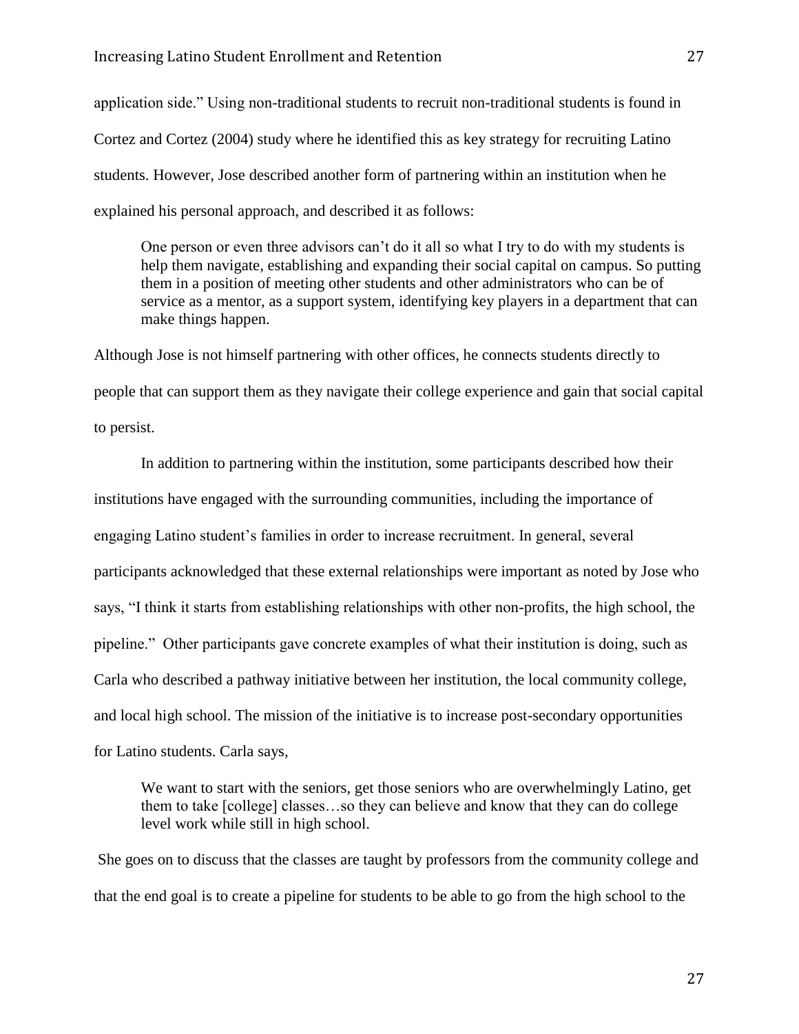application side." Using non-traditional students to recruit non-traditional students is found in Cortez and Cortez (2004) study where he identified this as key strategy for recruiting Latino students. However, Jose described another form of partnering within an institution when he explained his personal approach, and described it as follows:

> One person or even three advisors can't do it all so what I try to do with my students is help them navigate, establishing and expanding their social capital on campus. So putting them in a position of meeting other students and other administrators who can be of service as a mentor, as a support system, identifying key players in a department that can make things happen.

Although Jose is not himself partnering with other offices, he connects students directly to people that can support them as they navigate their college experience and gain that social capital to persist.

In addition to partnering within the institution, some participants described how their institutions have engaged with the surrounding communities, including the importance of engaging Latino student's families in order to increase recruitment. In general, several participants acknowledged that these external relationships were important as noted by Jose who says, "I think it starts from establishing relationships with other non-profits, the high school, the pipeline." Other participants gave concrete examples of what their institution is doing, such as Carla who described a pathway initiative between her institution, the local community college, and local high school. The mission of the initiative is to increase post-secondary opportunities for Latino students. Carla says,

> We want to start with the seniors, get those seniors who are overwhelmingly Latino, get them to take [college] classes…so they can believe and know that they can do college level work while still in high school.

She goes on to discuss that the classes are taught by professors from the community college and that the end goal is to create a pipeline for students to be able to go from the high school to the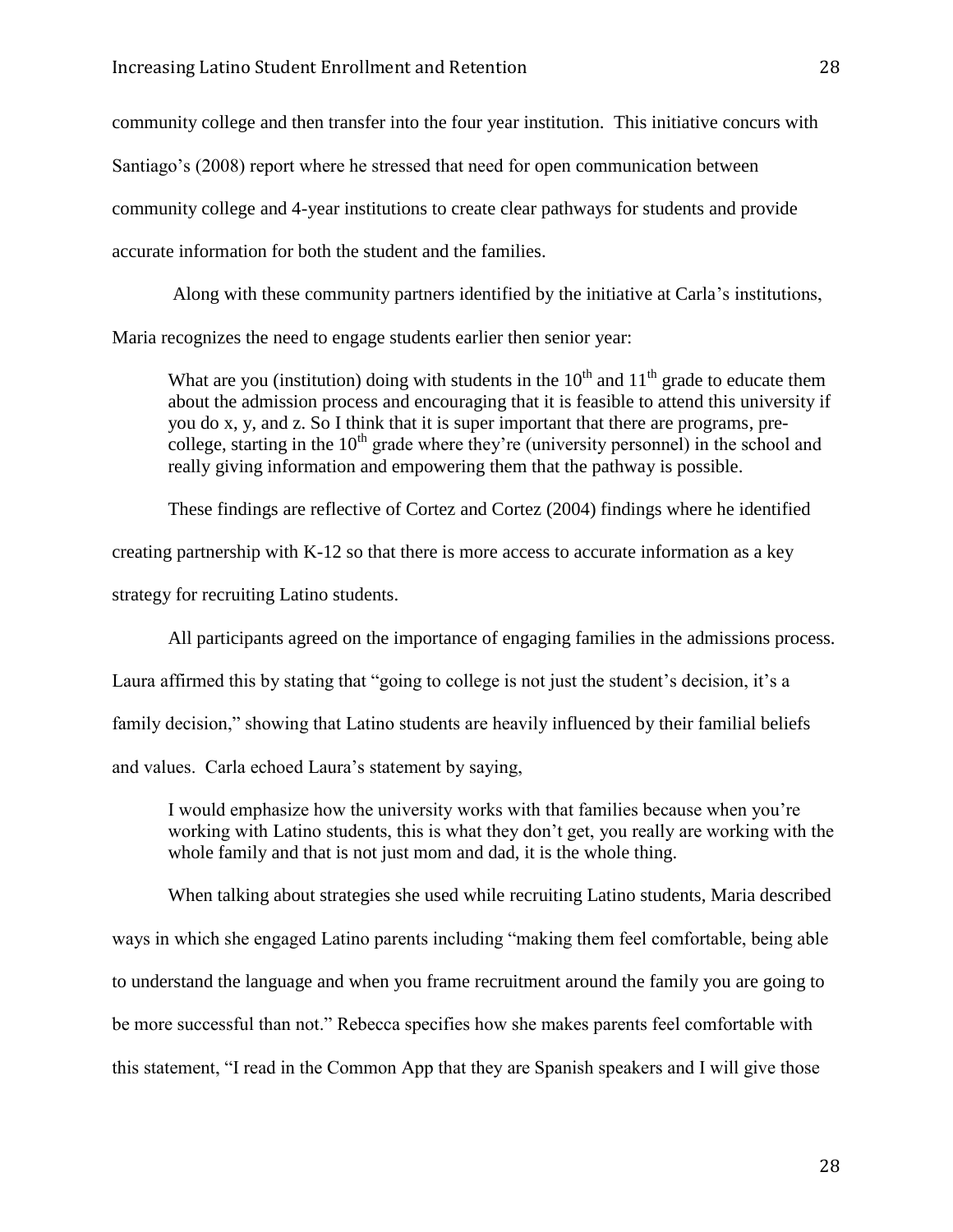community college and then transfer into the four year institution. This initiative concurs with Santiago's (2008) report where he stressed that need for open communication between community college and 4-year institutions to create clear pathways for students and provide accurate information for both the student and the families.

Along with these community partners identified by the initiative at Carla's institutions, Maria recognizes the need to engage students earlier then senior year:

> What are you (institution) doing with students in the 10th and 11th grade to educate them about the admission process and encouraging that it is feasible to attend this university if you do x, y, and z. So I think that it is super important that there are programs, pre-college, starting in the 10th grade where they're (university personnel) in the school and really giving information and empowering them that the pathway is possible.

These findings are reflective of Cortez and Cortez (2004) findings where he identified creating partnership with K-12 so that there is more access to accurate information as a key strategy for recruiting Latino students.

All participants agreed on the importance of engaging families in the admissions process. Laura affirmed this by stating that "going to college is not just the student's decision, it's a family decision," showing that Latino students are heavily influenced by their familial beliefs and values. Carla echoed Laura's statement by saying,

> I would emphasize how the university works with that families because when you're working with Latino students, this is what they don't get, you really are working with the whole family and that is not just mom and dad, it is the whole thing.

When talking about strategies she used while recruiting Latino students, Maria described ways in which she engaged Latino parents including "making them feel comfortable, being able to understand the language and when you frame recruitment around the family you are going to be more successful than not." Rebecca specifies how she makes parents feel comfortable with this statement, "I read in the Common App that they are Spanish speakers and I will give those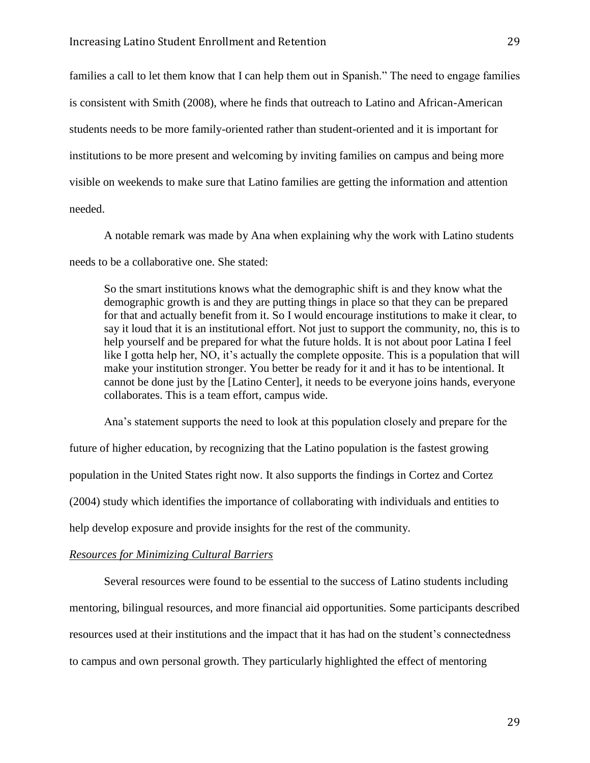families a call to let them know that I can help them out in Spanish." The need to engage families is consistent with Smith (2008), where he finds that outreach to Latino and African-American students needs to be more family-oriented rather than student-oriented and it is important for institutions to be more present and welcoming by inviting families on campus and being more visible on weekends to make sure that Latino families are getting the information and attention needed.

A notable remark was made by Ana when explaining why the work with Latino students needs to be a collaborative one. She stated:

> So the smart institutions knows what the demographic shift is and they know what the demographic growth is and they are putting things in place so that they can be prepared for that and actually benefit from it. So I would encourage institutions to make it clear, to say it loud that it is an institutional effort. Not just to support the community, no, this is to help yourself and be prepared for what the future holds. It is not about poor Latina I feel like I gotta help her, NO, it's actually the complete opposite. This is a population that will make your institution stronger. You better be ready for it and it has to be intentional. It cannot be done just by the [Latino Center], it needs to be everyone joins hands, everyone collaborates. This is a team effort, campus wide.

Ana's statement supports the need to look at this population closely and prepare for the future of higher education, by recognizing that the Latino population is the fastest growing population in the United States right now. It also supports the findings in Cortez and Cortez (2004) study which identifies the importance of collaborating with individuals and entities to help develop exposure and provide insights for the rest of the community.

*Resources for Minimizing Cultural Barriers*

Several resources were found to be essential to the success of Latino students including mentoring, bilingual resources, and more financial aid opportunities. Some participants described resources used at their institutions and the impact that it has had on the student's connectedness to campus and own personal growth. They particularly highlighted the effect of mentoring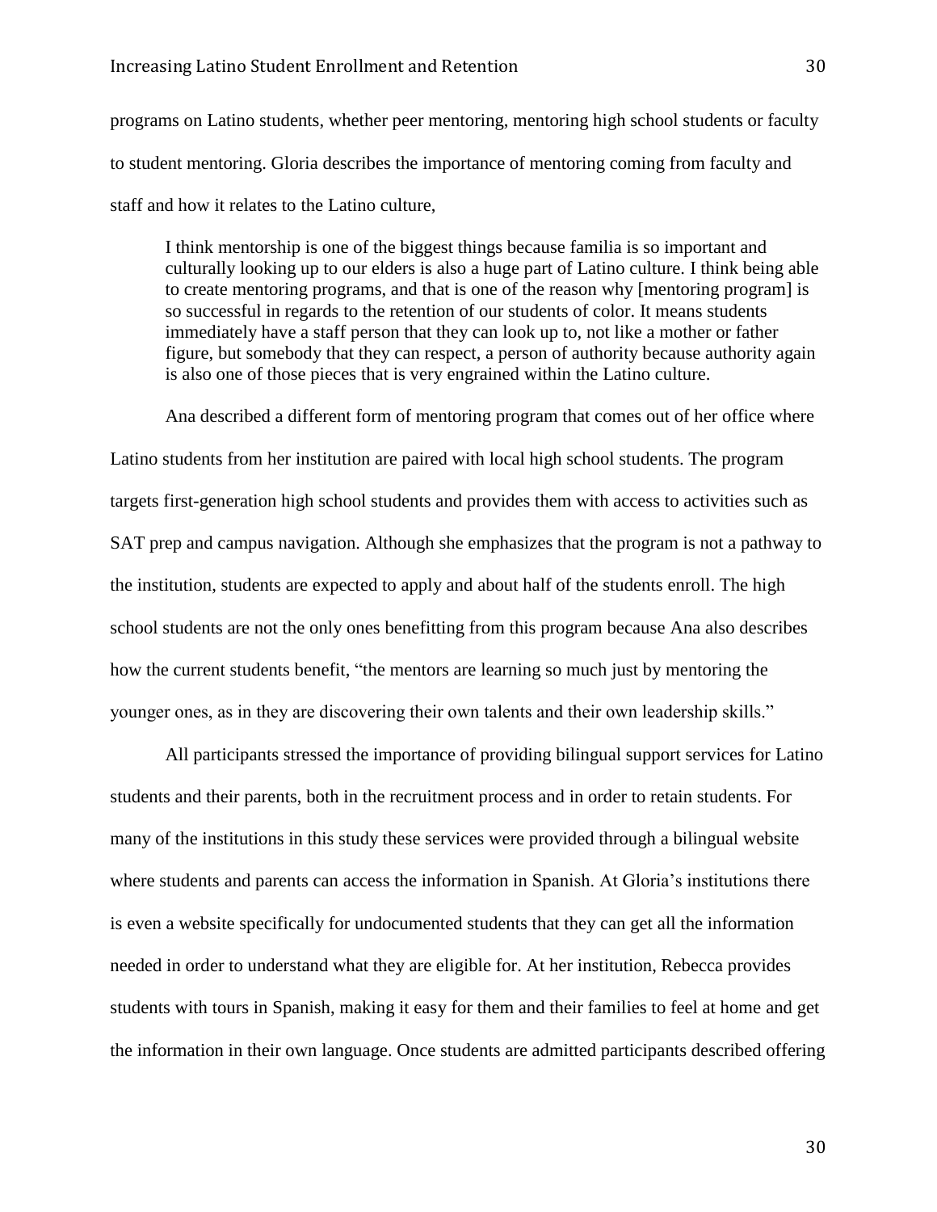programs on Latino students, whether peer mentoring, mentoring high school students or faculty to student mentoring. Gloria describes the importance of mentoring coming from faculty and staff and how it relates to the Latino culture,

> I think mentorship is one of the biggest things because familia is so important and culturally looking up to our elders is also a huge part of Latino culture. I think being able to create mentoring programs, and that is one of the reason why [mentoring program] is so successful in regards to the retention of our students of color. It means students immediately have a staff person that they can look up to, not like a mother or father figure, but somebody that they can respect, a person of authority because authority again is also one of those pieces that is very engrained within the Latino culture.

Ana described a different form of mentoring program that comes out of her office where Latino students from her institution are paired with local high school students. The program targets first-generation high school students and provides them with access to activities such as SAT prep and campus navigation. Although she emphasizes that the program is not a pathway to the institution, students are expected to apply and about half of the students enroll. The high school students are not the only ones benefitting from this program because Ana also describes how the current students benefit, "the mentors are learning so much just by mentoring the younger ones, as in they are discovering their own talents and their own leadership skills."

All participants stressed the importance of providing bilingual support services for Latino students and their parents, both in the recruitment process and in order to retain students. For many of the institutions in this study these services were provided through a bilingual website where students and parents can access the information in Spanish. At Gloria's institutions there is even a website specifically for undocumented students that they can get all the information needed in order to understand what they are eligible for. At her institution, Rebecca provides students with tours in Spanish, making it easy for them and their families to feel at home and get the information in their own language. Once students are admitted participants described offering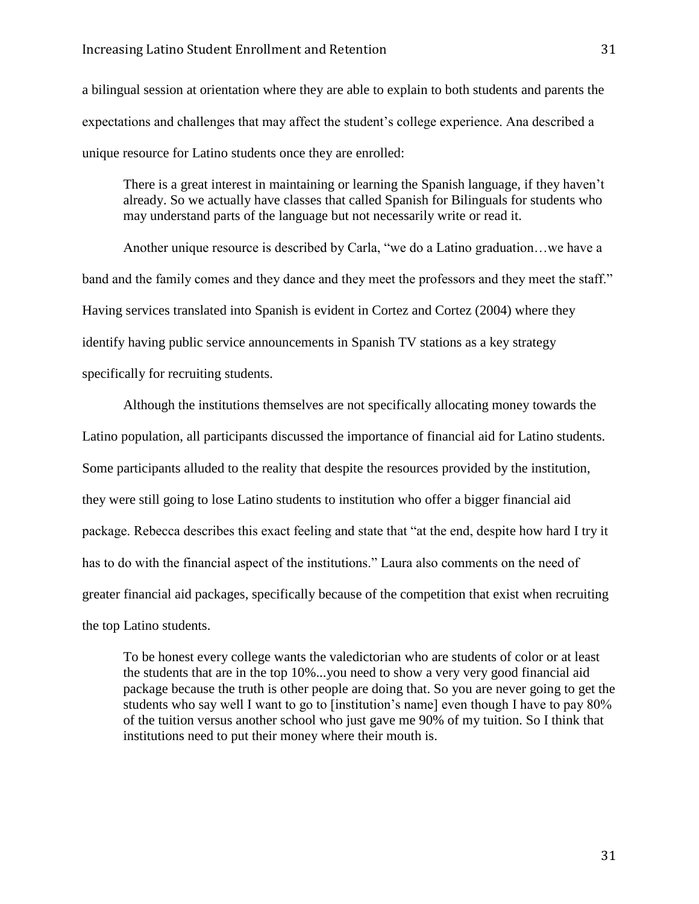a bilingual session at orientation where they are able to explain to both students and parents the expectations and challenges that may affect the student's college experience. Ana described a unique resource for Latino students once they are enrolled:

> There is a great interest in maintaining or learning the Spanish language, if they haven't already. So we actually have classes that called Spanish for Bilinguals for students who may understand parts of the language but not necessarily write or read it.

Another unique resource is described by Carla, "we do a Latino graduation…we have a band and the family comes and they dance and they meet the professors and they meet the staff." Having services translated into Spanish is evident in Cortez and Cortez (2004) where they identify having public service announcements in Spanish TV stations as a key strategy specifically for recruiting students.

Although the institutions themselves are not specifically allocating money towards the Latino population, all participants discussed the importance of financial aid for Latino students. Some participants alluded to the reality that despite the resources provided by the institution, they were still going to lose Latino students to institution who offer a bigger financial aid package. Rebecca describes this exact feeling and state that "at the end, despite how hard I try it has to do with the financial aspect of the institutions." Laura also comments on the need of greater financial aid packages, specifically because of the competition that exist when recruiting the top Latino students.

> To be honest every college wants the valedictorian who are students of color or at least the students that are in the top 10%...you need to show a very very good financial aid package because the truth is other people are doing that. So you are never going to get the students who say well I want to go to [institution's name] even though I have to pay 80% of the tuition versus another school who just gave me 90% of my tuition. So I think that institutions need to put their money where their mouth is.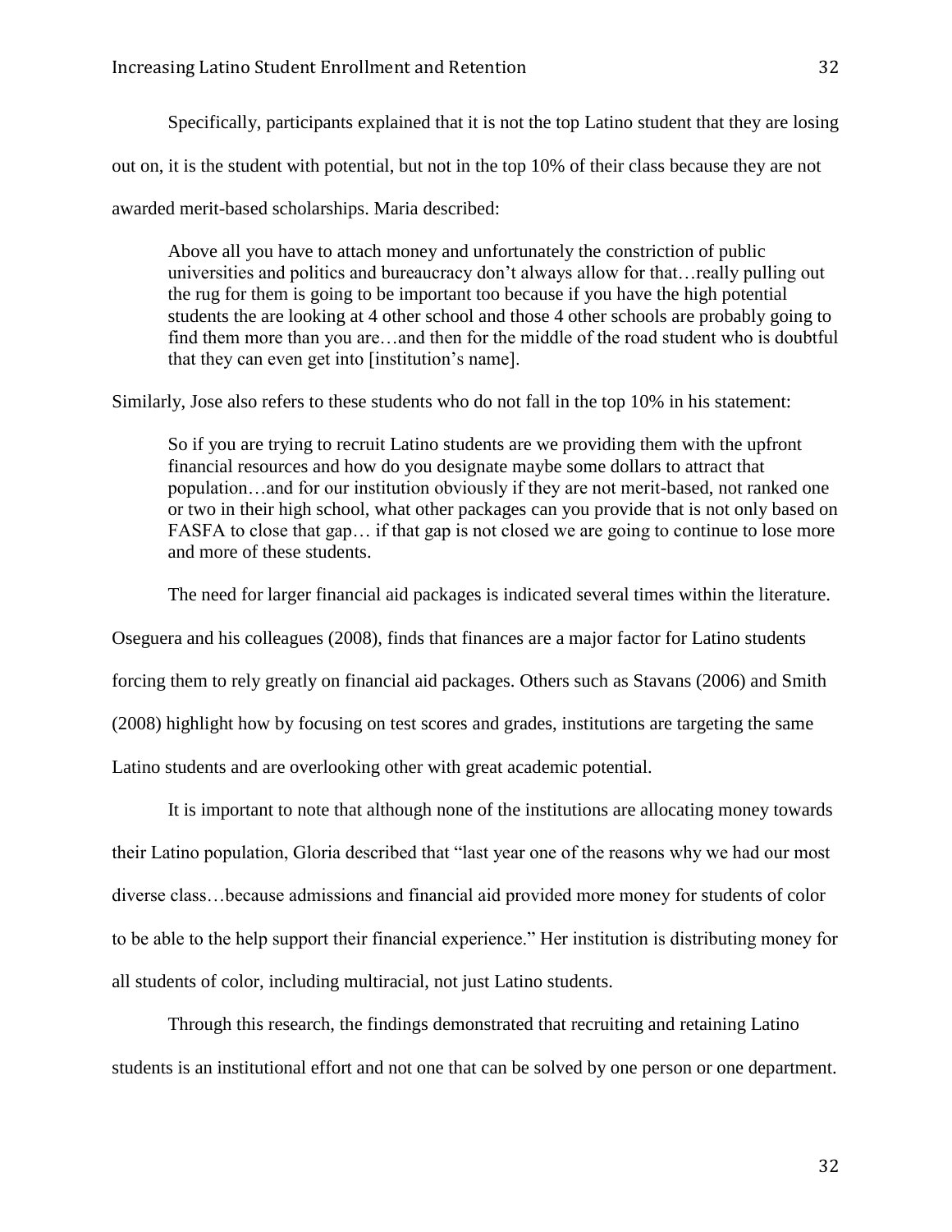Specifically, participants explained that it is not the top Latino student that they are losing out on, it is the student with potential, but not in the top 10% of their class because they are not awarded merit-based scholarships. Maria described:

> Above all you have to attach money and unfortunately the constriction of public universities and politics and bureaucracy don't always allow for that…really pulling out the rug for them is going to be important too because if you have the high potential students the are looking at 4 other school and those 4 other schools are probably going to find them more than you are…and then for the middle of the road student who is doubtful that they can even get into [institution's name].

Similarly, Jose also refers to these students who do not fall in the top 10% in his statement:

> So if you are trying to recruit Latino students are we providing them with the upfront financial resources and how do you designate maybe some dollars to attract that population…and for our institution obviously if they are not merit-based, not ranked one or two in their high school, what other packages can you provide that is not only based on FASFA to close that gap… if that gap is not closed we are going to continue to lose more and more of these students.

The need for larger financial aid packages is indicated several times within the literature. Oseguera and his colleagues (2008), finds that finances are a major factor for Latino students forcing them to rely greatly on financial aid packages. Others such as Stavans (2006) and Smith (2008) highlight how by focusing on test scores and grades, institutions are targeting the same Latino students and are overlooking other with great academic potential.

It is important to note that although none of the institutions are allocating money towards their Latino population, Gloria described that "last year one of the reasons why we had our most diverse class…because admissions and financial aid provided more money for students of color to be able to the help support their financial experience." Her institution is distributing money for all students of color, including multiracial, not just Latino students.

Through this research, the findings demonstrated that recruiting and retaining Latino students is an institutional effort and not one that can be solved by one person or one department.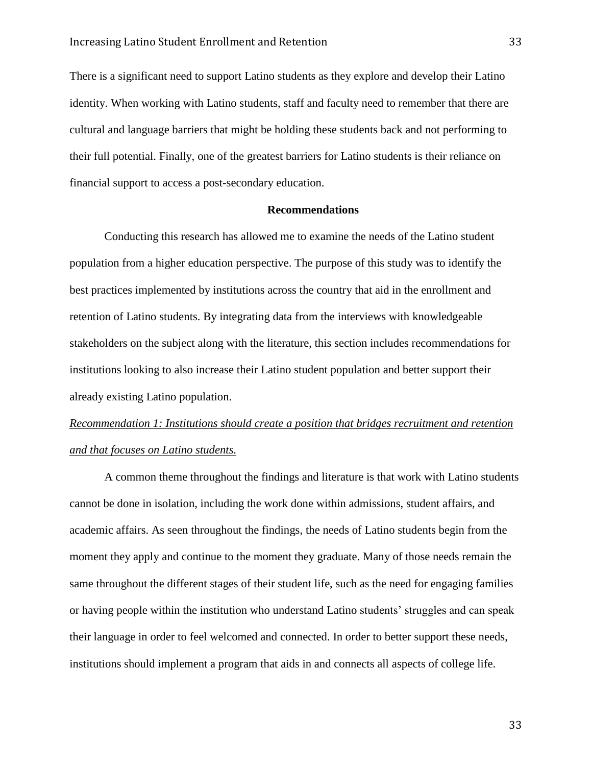There is a significant need to support Latino students as they explore and develop their Latino identity. When working with Latino students, staff and faculty need to remember that there are cultural and language barriers that might be holding these students back and not performing to their full potential. Finally, one of the greatest barriers for Latino students is their reliance on financial support to access a post-secondary education.

## Recommendations

Conducting this research has allowed me to examine the needs of the Latino student population from a higher education perspective. The purpose of this study was to identify the best practices implemented by institutions across the country that aid in the enrollment and retention of Latino students. By integrating data from the interviews with knowledgeable stakeholders on the subject along with the literature, this section includes recommendations for institutions looking to also increase their Latino student population and better support their already existing Latino population.

*Recommendation 1: Institutions should create a position that bridges recruitment and retention and that focuses on Latino students.*

A common theme throughout the findings and literature is that work with Latino students cannot be done in isolation, including the work done within admissions, student affairs, and academic affairs. As seen throughout the findings, the needs of Latino students begin from the moment they apply and continue to the moment they graduate. Many of those needs remain the same throughout the different stages of their student life, such as the need for engaging families or having people within the institution who understand Latino students' struggles and can speak their language in order to feel welcomed and connected. In order to better support these needs, institutions should implement a program that aids in and connects all aspects of college life.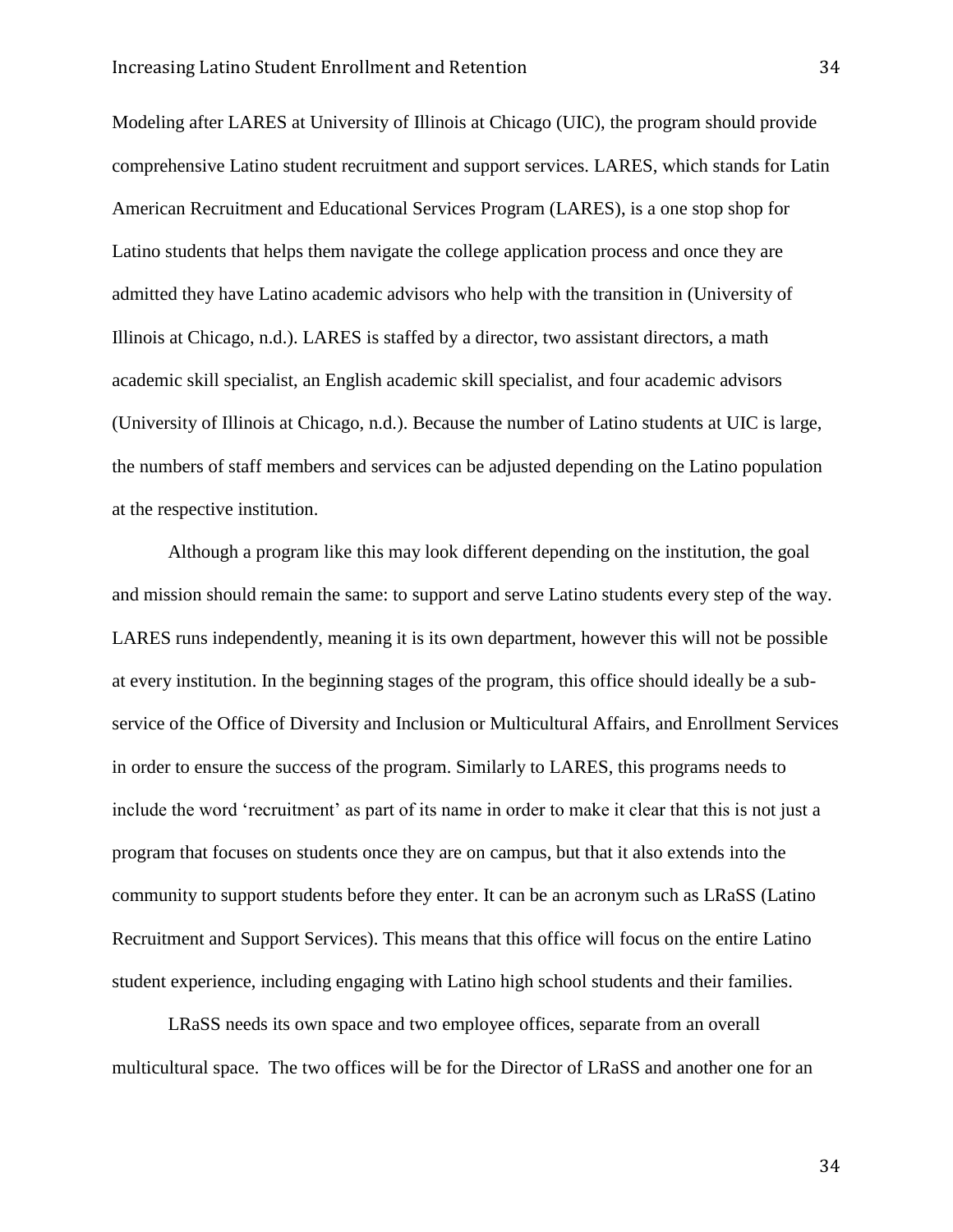Modeling after LARES at University of Illinois at Chicago (UIC), the program should provide comprehensive Latino student recruitment and support services. LARES, which stands for Latin American Recruitment and Educational Services Program (LARES), is a one stop shop for Latino students that helps them navigate the college application process and once they are admitted they have Latino academic advisors who help with the transition in (University of Illinois at Chicago, n.d.). LARES is staffed by a director, two assistant directors, a math academic skill specialist, an English academic skill specialist, and four academic advisors (University of Illinois at Chicago, n.d.). Because the number of Latino students at UIC is large, the numbers of staff members and services can be adjusted depending on the Latino population at the respective institution.

Although a program like this may look different depending on the institution, the goal and mission should remain the same: to support and serve Latino students every step of the way. LARES runs independently, meaning it is its own department, however this will not be possible at every institution. In the beginning stages of the program, this office should ideally be a sub-service of the Office of Diversity and Inclusion or Multicultural Affairs, and Enrollment Services in order to ensure the success of the program. Similarly to LARES, this programs needs to include the word 'recruitment' as part of its name in order to make it clear that this is not just a program that focuses on students once they are on campus, but that it also extends into the community to support students before they enter. It can be an acronym such as LRaSS (Latino Recruitment and Support Services). This means that this office will focus on the entire Latino student experience, including engaging with Latino high school students and their families.

LRaSS needs its own space and two employee offices, separate from an overall multicultural space. The two offices will be for the Director of LRaSS and another one for an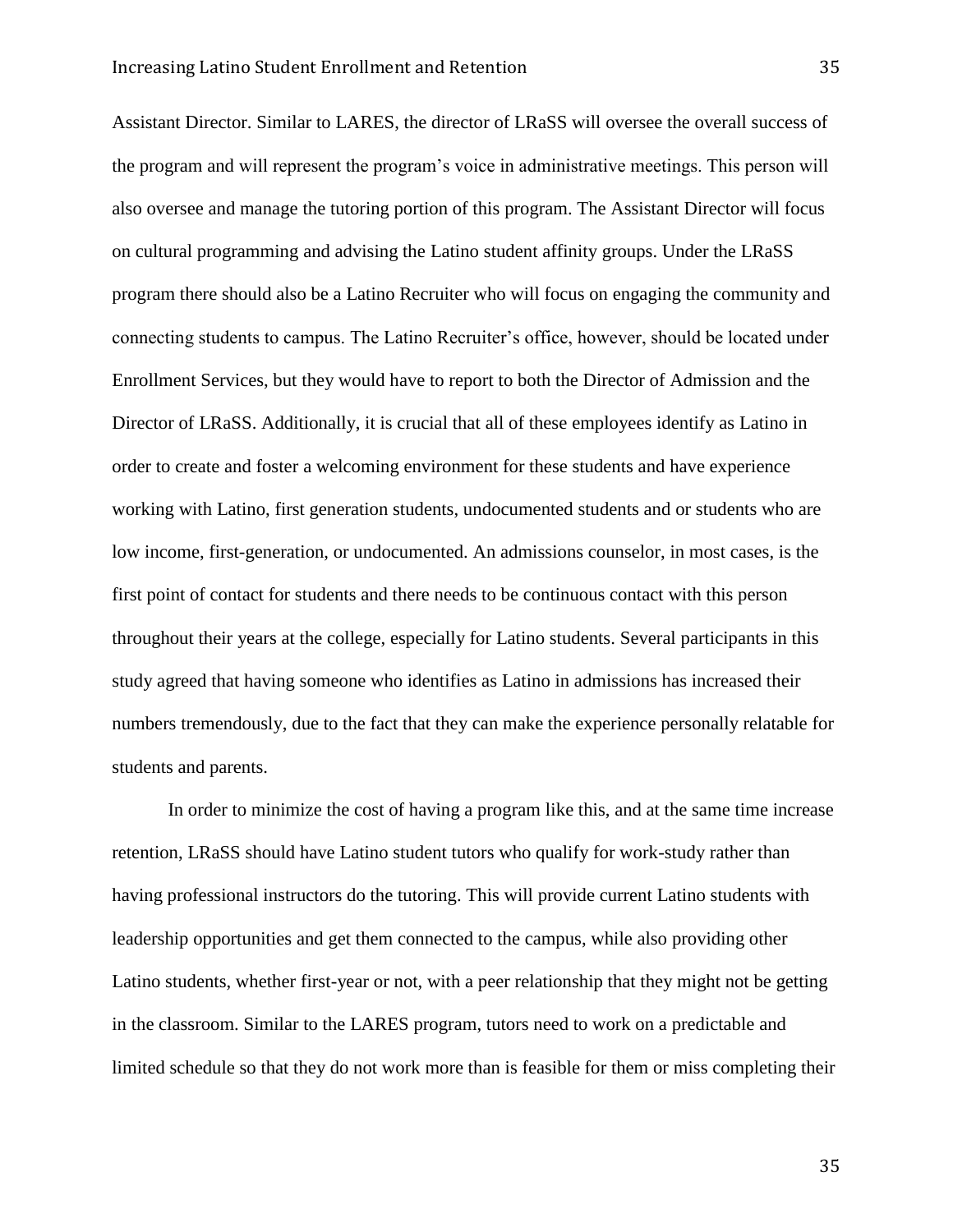Assistant Director. Similar to LARES, the director of LRaSS will oversee the overall success of the program and will represent the program's voice in administrative meetings. This person will also oversee and manage the tutoring portion of this program. The Assistant Director will focus on cultural programming and advising the Latino student affinity groups. Under the LRaSS program there should also be a Latino Recruiter who will focus on engaging the community and connecting students to campus. The Latino Recruiter's office, however, should be located under Enrollment Services, but they would have to report to both the Director of Admission and the Director of LRaSS. Additionally, it is crucial that all of these employees identify as Latino in order to create and foster a welcoming environment for these students and have experience working with Latino, first generation students, undocumented students and or students who are low income, first-generation, or undocumented. An admissions counselor, in most cases, is the first point of contact for students and there needs to be continuous contact with this person throughout their years at the college, especially for Latino students. Several participants in this study agreed that having someone who identifies as Latino in admissions has increased their numbers tremendously, due to the fact that they can make the experience personally relatable for students and parents.

In order to minimize the cost of having a program like this, and at the same time increase retention, LRaSS should have Latino student tutors who qualify for work-study rather than having professional instructors do the tutoring. This will provide current Latino students with leadership opportunities and get them connected to the campus, while also providing other Latino students, whether first-year or not, with a peer relationship that they might not be getting in the classroom. Similar to the LARES program, tutors need to work on a predictable and limited schedule so that they do not work more than is feasible for them or miss completing their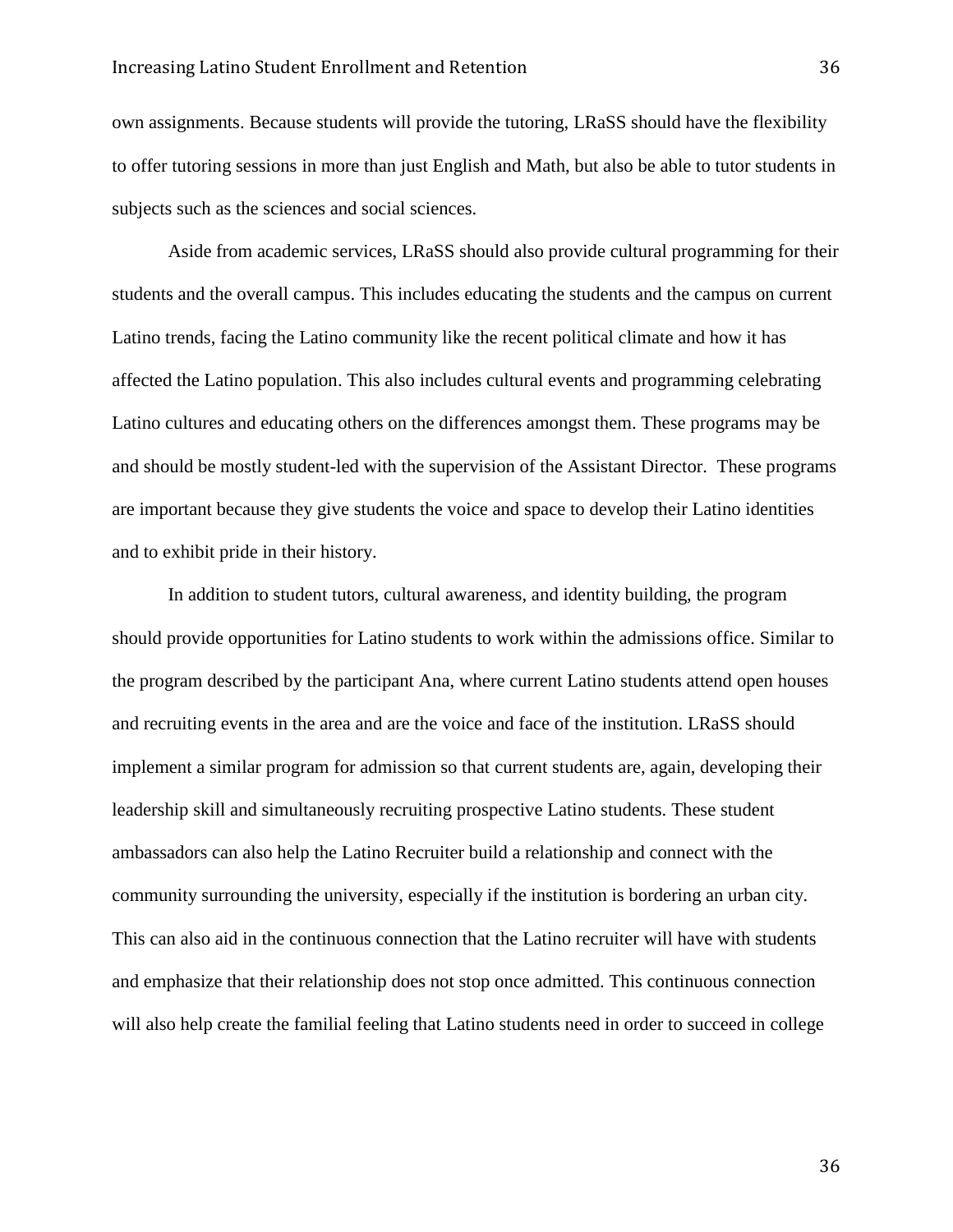own assignments. Because students will provide the tutoring, LRaSS should have the flexibility to offer tutoring sessions in more than just English and Math, but also be able to tutor students in subjects such as the sciences and social sciences.

Aside from academic services, LRaSS should also provide cultural programming for their students and the overall campus. This includes educating the students and the campus on current Latino trends, facing the Latino community like the recent political climate and how it has affected the Latino population. This also includes cultural events and programming celebrating Latino cultures and educating others on the differences amongst them. These programs may be and should be mostly student-led with the supervision of the Assistant Director. These programs are important because they give students the voice and space to develop their Latino identities and to exhibit pride in their history.

In addition to student tutors, cultural awareness, and identity building, the program should provide opportunities for Latino students to work within the admissions office. Similar to the program described by the participant Ana, where current Latino students attend open houses and recruiting events in the area and are the voice and face of the institution. LRaSS should implement a similar program for admission so that current students are, again, developing their leadership skill and simultaneously recruiting prospective Latino students. These student ambassadors can also help the Latino Recruiter build a relationship and connect with the community surrounding the university, especially if the institution is bordering an urban city. This can also aid in the continuous connection that the Latino recruiter will have with students and emphasize that their relationship does not stop once admitted. This continuous connection will also help create the familial feeling that Latino students need in order to succeed in college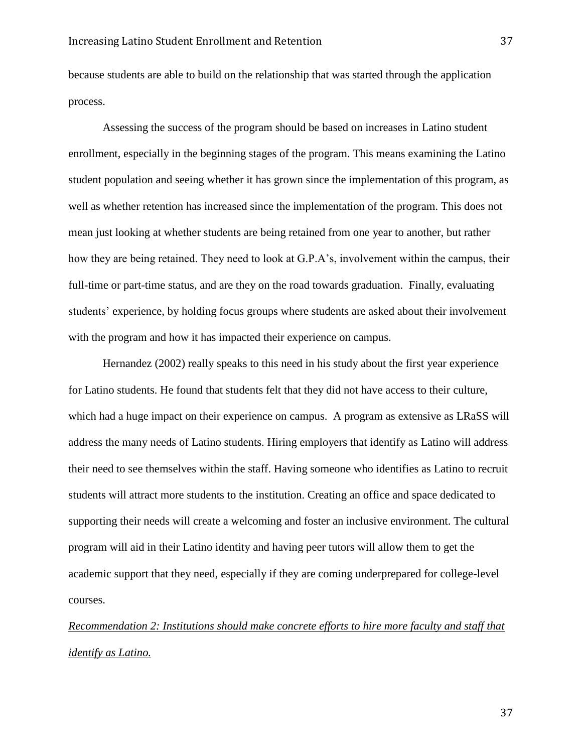because students are able to build on the relationship that was started through the application process.

Assessing the success of the program should be based on increases in Latino student enrollment, especially in the beginning stages of the program. This means examining the Latino student population and seeing whether it has grown since the implementation of this program, as well as whether retention has increased since the implementation of the program. This does not mean just looking at whether students are being retained from one year to another, but rather how they are being retained. They need to look at G.P.A's, involvement within the campus, their full-time or part-time status, and are they on the road towards graduation. Finally, evaluating students' experience, by holding focus groups where students are asked about their involvement with the program and how it has impacted their experience on campus.

Hernandez (2002) really speaks to this need in his study about the first year experience for Latino students. He found that students felt that they did not have access to their culture, which had a huge impact on their experience on campus. A program as extensive as LRaSS will address the many needs of Latino students. Hiring employers that identify as Latino will address their need to see themselves within the staff. Having someone who identifies as Latino to recruit students will attract more students to the institution. Creating an office and space dedicated to supporting their needs will create a welcoming and foster an inclusive environment. The cultural program will aid in their Latino identity and having peer tutors will allow them to get the academic support that they need, especially if they are coming underprepared for college-level courses.

<u>*Recommendation 2: Institutions should make concrete efforts to hire more faculty and staff that identify as Latino.*</u>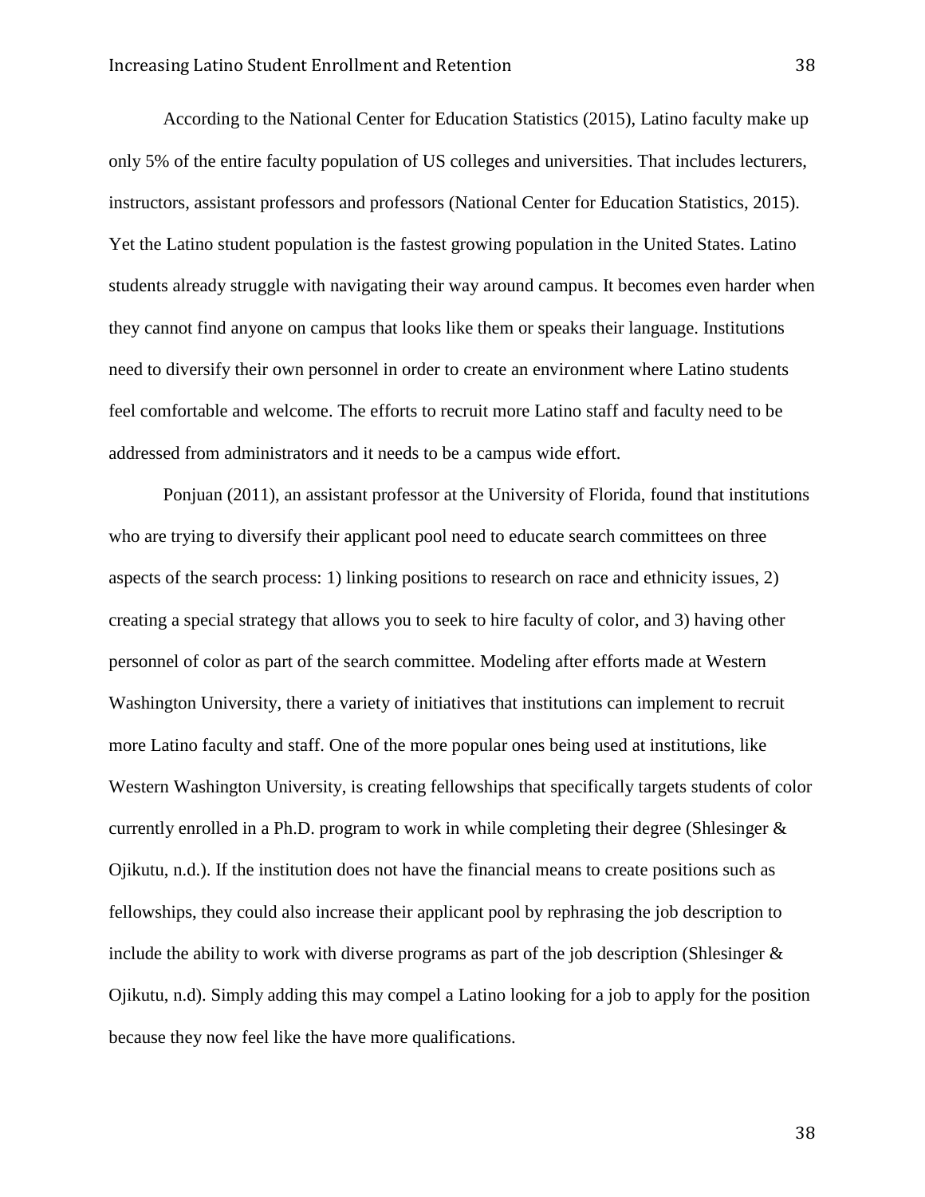According to the National Center for Education Statistics (2015), Latino faculty make up only 5% of the entire faculty population of US colleges and universities. That includes lecturers, instructors, assistant professors and professors (National Center for Education Statistics, 2015). Yet the Latino student population is the fastest growing population in the United States. Latino students already struggle with navigating their way around campus. It becomes even harder when they cannot find anyone on campus that looks like them or speaks their language. Institutions need to diversify their own personnel in order to create an environment where Latino students feel comfortable and welcome. The efforts to recruit more Latino staff and faculty need to be addressed from administrators and it needs to be a campus wide effort.

Ponjuan (2011), an assistant professor at the University of Florida, found that institutions who are trying to diversify their applicant pool need to educate search committees on three aspects of the search process: 1) linking positions to research on race and ethnicity issues, 2) creating a special strategy that allows you to seek to hire faculty of color, and 3) having other personnel of color as part of the search committee. Modeling after efforts made at Western Washington University, there a variety of initiatives that institutions can implement to recruit more Latino faculty and staff. One of the more popular ones being used at institutions, like Western Washington University, is creating fellowships that specifically targets students of color currently enrolled in a Ph.D. program to work in while completing their degree (Shlesinger & Ojikutu, n.d.). If the institution does not have the financial means to create positions such as fellowships, they could also increase their applicant pool by rephrasing the job description to include the ability to work with diverse programs as part of the job description (Shlesinger & Ojikutu, n.d). Simply adding this may compel a Latino looking for a job to apply for the position because they now feel like the have more qualifications.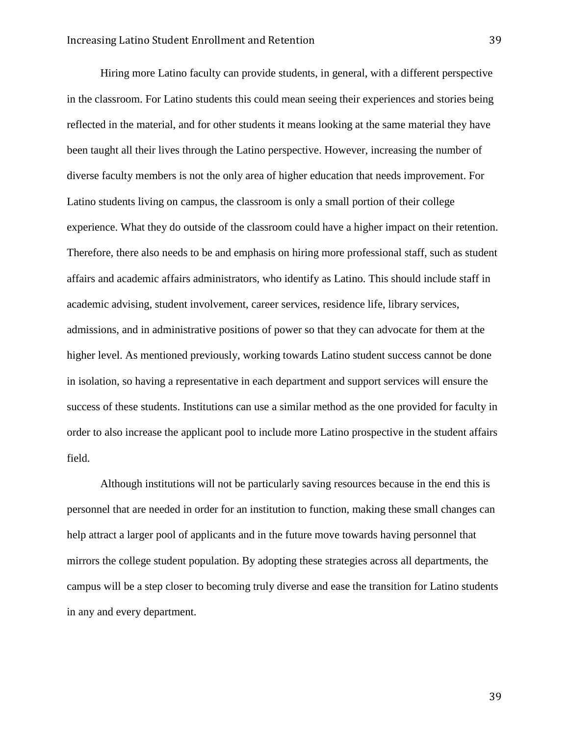Hiring more Latino faculty can provide students, in general, with a different perspective in the classroom. For Latino students this could mean seeing their experiences and stories being reflected in the material, and for other students it means looking at the same material they have been taught all their lives through the Latino perspective. However, increasing the number of diverse faculty members is not the only area of higher education that needs improvement. For Latino students living on campus, the classroom is only a small portion of their college experience. What they do outside of the classroom could have a higher impact on their retention. Therefore, there also needs to be and emphasis on hiring more professional staff, such as student affairs and academic affairs administrators, who identify as Latino. This should include staff in academic advising, student involvement, career services, residence life, library services, admissions, and in administrative positions of power so that they can advocate for them at the higher level. As mentioned previously, working towards Latino student success cannot be done in isolation, so having a representative in each department and support services will ensure the success of these students. Institutions can use a similar method as the one provided for faculty in order to also increase the applicant pool to include more Latino prospective in the student affairs field.

Although institutions will not be particularly saving resources because in the end this is personnel that are needed in order for an institution to function, making these small changes can help attract a larger pool of applicants and in the future move towards having personnel that mirrors the college student population. By adopting these strategies across all departments, the campus will be a step closer to becoming truly diverse and ease the transition for Latino students in any and every department.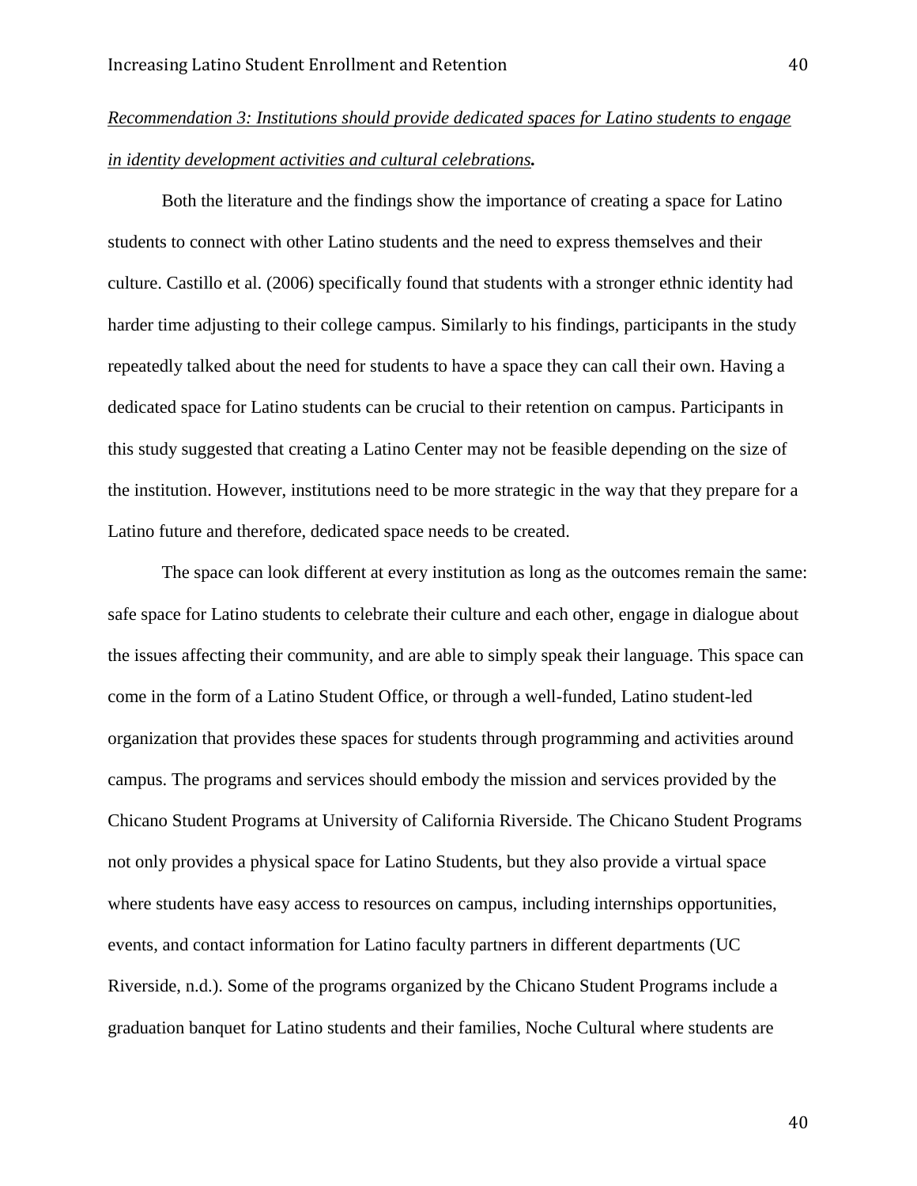*Recommendation 3: Institutions should provide dedicated spaces for Latino students to engage in identity development activities and cultural celebrations.*

Both the literature and the findings show the importance of creating a space for Latino students to connect with other Latino students and the need to express themselves and their culture. Castillo et al. (2006) specifically found that students with a stronger ethnic identity had harder time adjusting to their college campus. Similarly to his findings, participants in the study repeatedly talked about the need for students to have a space they can call their own. Having a dedicated space for Latino students can be crucial to their retention on campus. Participants in this study suggested that creating a Latino Center may not be feasible depending on the size of the institution. However, institutions need to be more strategic in the way that they prepare for a Latino future and therefore, dedicated space needs to be created.

The space can look different at every institution as long as the outcomes remain the same: safe space for Latino students to celebrate their culture and each other, engage in dialogue about the issues affecting their community, and are able to simply speak their language. This space can come in the form of a Latino Student Office, or through a well-funded, Latino student-led organization that provides these spaces for students through programming and activities around campus. The programs and services should embody the mission and services provided by the Chicano Student Programs at University of California Riverside. The Chicano Student Programs not only provides a physical space for Latino Students, but they also provide a virtual space where students have easy access to resources on campus, including internships opportunities, events, and contact information for Latino faculty partners in different departments (UC Riverside, n.d.). Some of the programs organized by the Chicano Student Programs include a graduation banquet for Latino students and their families, Noche Cultural where students are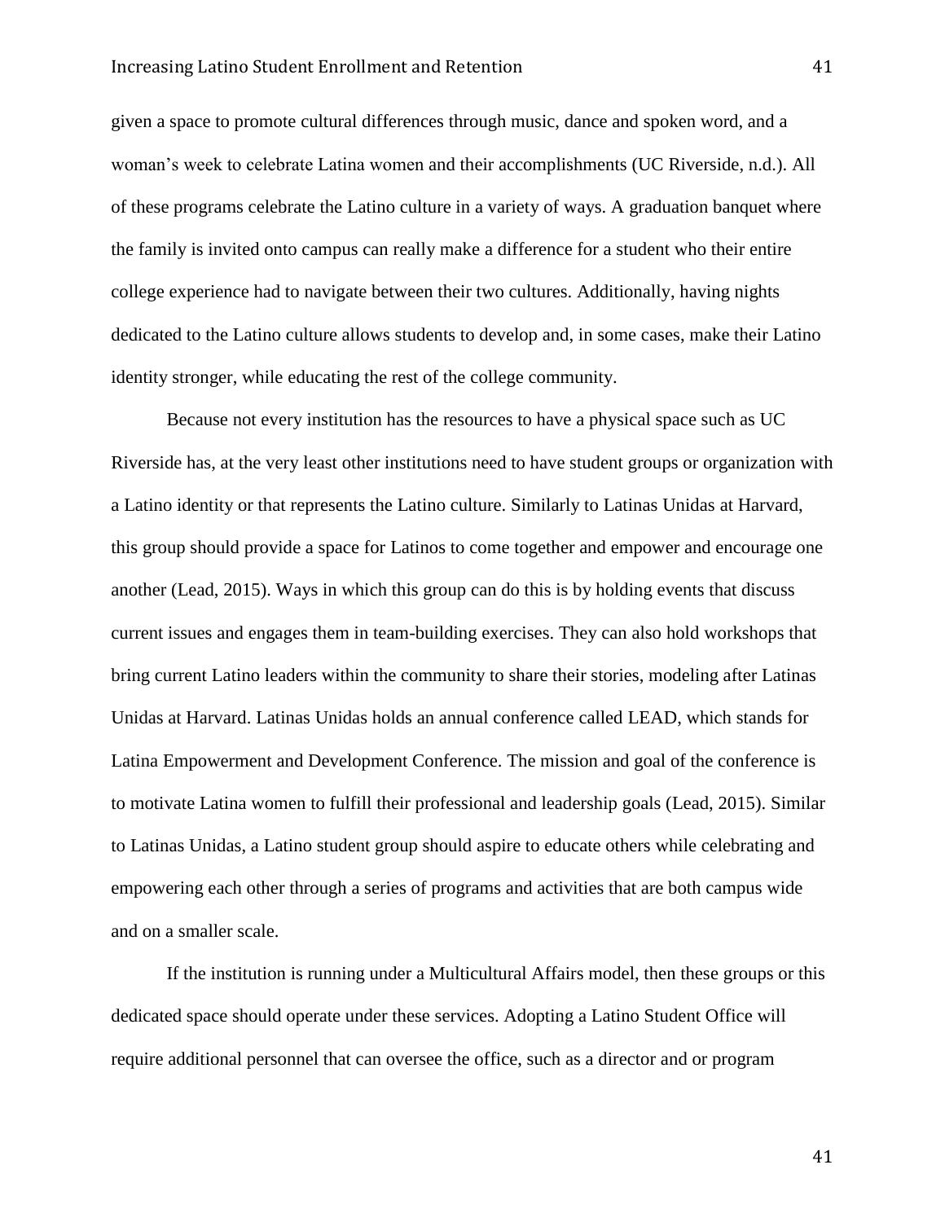given a space to promote cultural differences through music, dance and spoken word, and a woman's week to celebrate Latina women and their accomplishments (UC Riverside, n.d.). All of these programs celebrate the Latino culture in a variety of ways. A graduation banquet where the family is invited onto campus can really make a difference for a student who their entire college experience had to navigate between their two cultures. Additionally, having nights dedicated to the Latino culture allows students to develop and, in some cases, make their Latino identity stronger, while educating the rest of the college community.

Because not every institution has the resources to have a physical space such as UC Riverside has, at the very least other institutions need to have student groups or organization with a Latino identity or that represents the Latino culture. Similarly to Latinas Unidas at Harvard, this group should provide a space for Latinos to come together and empower and encourage one another (Lead, 2015). Ways in which this group can do this is by holding events that discuss current issues and engages them in team-building exercises. They can also hold workshops that bring current Latino leaders within the community to share their stories, modeling after Latinas Unidas at Harvard. Latinas Unidas holds an annual conference called LEAD, which stands for Latina Empowerment and Development Conference. The mission and goal of the conference is to motivate Latina women to fulfill their professional and leadership goals (Lead, 2015). Similar to Latinas Unidas, a Latino student group should aspire to educate others while celebrating and empowering each other through a series of programs and activities that are both campus wide and on a smaller scale.

If the institution is running under a Multicultural Affairs model, then these groups or this dedicated space should operate under these services. Adopting a Latino Student Office will require additional personnel that can oversee the office, such as a director and or program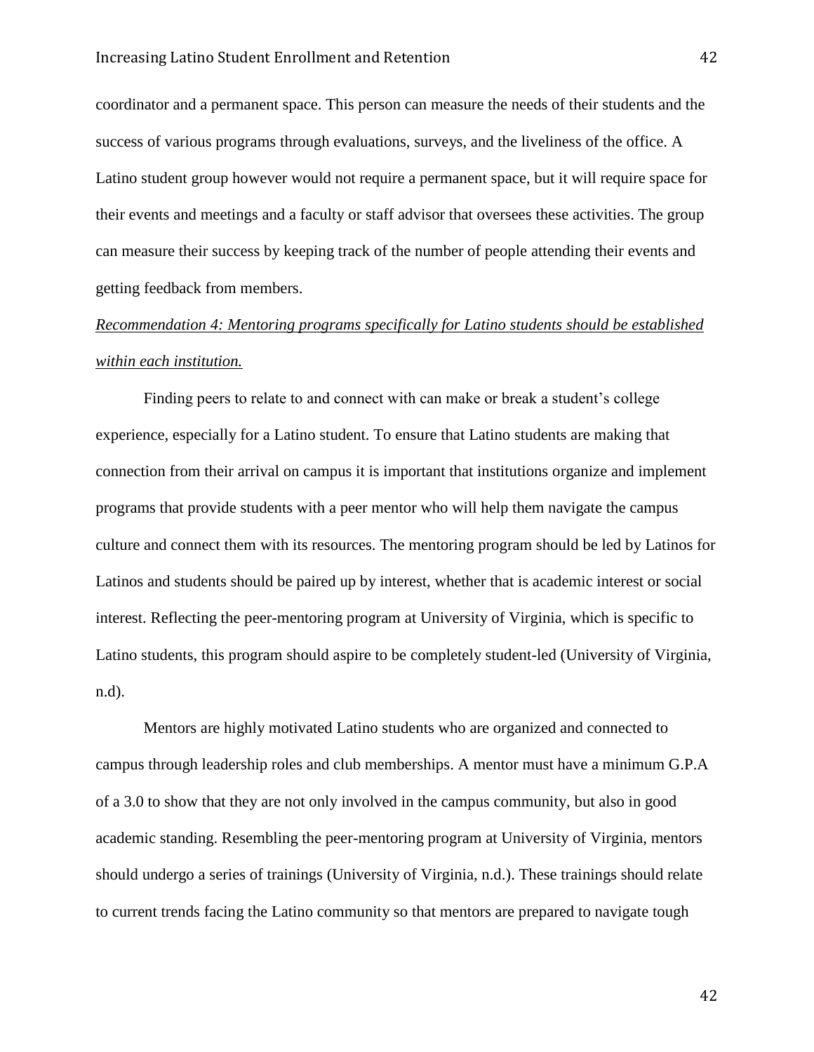coordinator and a permanent space. This person can measure the needs of their students and the success of various programs through evaluations, surveys, and the liveliness of the office. A Latino student group however would not require a permanent space, but it will require space for their events and meetings and a faculty or staff advisor that oversees these activities. The group can measure their success by keeping track of the number of people attending their events and getting feedback from members.

*Recommendation 4: Mentoring programs specifically for Latino students should be established within each institution.*

Finding peers to relate to and connect with can make or break a student's college experience, especially for a Latino student. To ensure that Latino students are making that connection from their arrival on campus it is important that institutions organize and implement programs that provide students with a peer mentor who will help them navigate the campus culture and connect them with its resources. The mentoring program should be led by Latinos for Latinos and students should be paired up by interest, whether that is academic interest or social interest. Reflecting the peer-mentoring program at University of Virginia, which is specific to Latino students, this program should aspire to be completely student-led (University of Virginia, n.d).

Mentors are highly motivated Latino students who are organized and connected to campus through leadership roles and club memberships. A mentor must have a minimum G.P.A of a 3.0 to show that they are not only involved in the campus community, but also in good academic standing. Resembling the peer-mentoring program at University of Virginia, mentors should undergo a series of trainings (University of Virginia, n.d.). These trainings should relate to current trends facing the Latino community so that mentors are prepared to navigate tough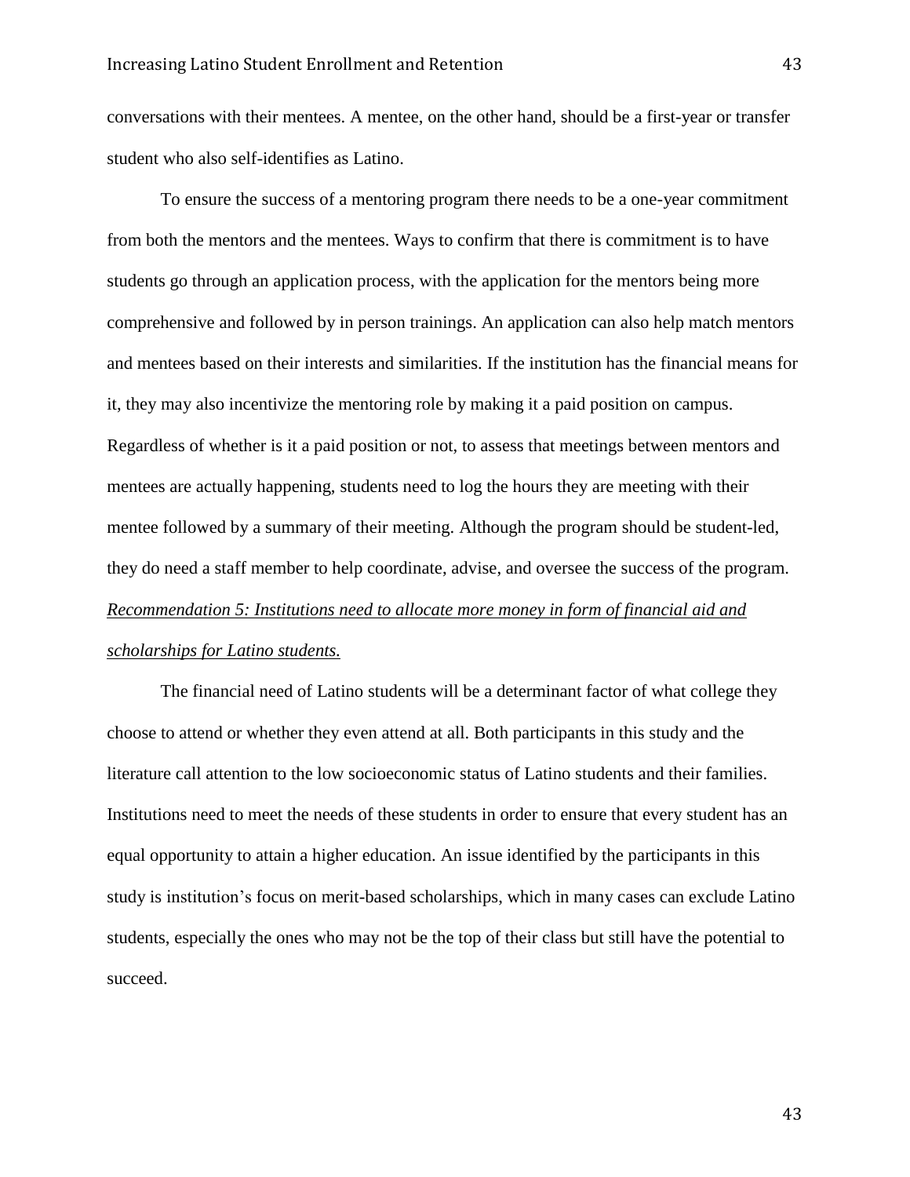conversations with their mentees. A mentee, on the other hand, should be a first-year or transfer student who also self-identifies as Latino.

To ensure the success of a mentoring program there needs to be a one-year commitment from both the mentors and the mentees. Ways to confirm that there is commitment is to have students go through an application process, with the application for the mentors being more comprehensive and followed by in person trainings. An application can also help match mentors and mentees based on their interests and similarities. If the institution has the financial means for it, they may also incentivize the mentoring role by making it a paid position on campus. Regardless of whether is it a paid position or not, to assess that meetings between mentors and mentees are actually happening, students need to log the hours they are meeting with their mentee followed by a summary of their meeting. Although the program should be student-led, they do need a staff member to help coordinate, advise, and oversee the success of the program.

<u>*Recommendation 5: Institutions need to allocate more money in form of financial aid and scholarships for Latino students.*</u>

The financial need of Latino students will be a determinant factor of what college they choose to attend or whether they even attend at all. Both participants in this study and the literature call attention to the low socioeconomic status of Latino students and their families. Institutions need to meet the needs of these students in order to ensure that every student has an equal opportunity to attain a higher education. An issue identified by the participants in this study is institution's focus on merit-based scholarships, which in many cases can exclude Latino students, especially the ones who may not be the top of their class but still have the potential to succeed.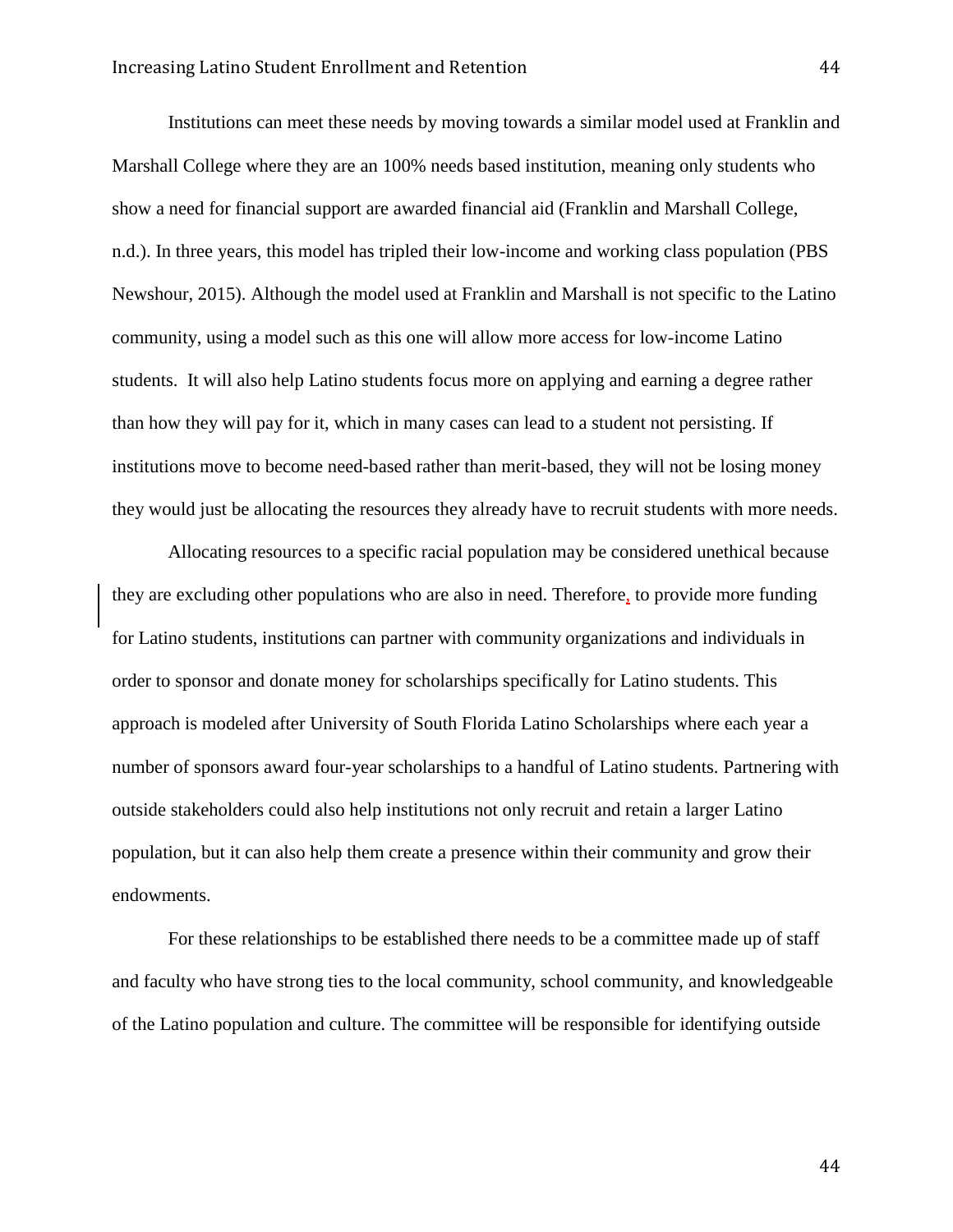Institutions can meet these needs by moving towards a similar model used at Franklin and Marshall College where they are an 100% needs based institution, meaning only students who show a need for financial support are awarded financial aid (Franklin and Marshall College, n.d.). In three years, this model has tripled their low-income and working class population (PBS Newshour, 2015). Although the model used at Franklin and Marshall is not specific to the Latino community, using a model such as this one will allow more access for low-income Latino students. It will also help Latino students focus more on applying and earning a degree rather than how they will pay for it, which in many cases can lead to a student not persisting. If institutions move to become need-based rather than merit-based, they will not be losing money they would just be allocating the resources they already have to recruit students with more needs.

Allocating resources to a specific racial population may be considered unethical because they are excluding other populations who are also in need. Therefore, to provide more funding for Latino students, institutions can partner with community organizations and individuals in order to sponsor and donate money for scholarships specifically for Latino students. This approach is modeled after University of South Florida Latino Scholarships where each year a number of sponsors award four-year scholarships to a handful of Latino students. Partnering with outside stakeholders could also help institutions not only recruit and retain a larger Latino population, but it can also help them create a presence within their community and grow their endowments.

For these relationships to be established there needs to be a committee made up of staff and faculty who have strong ties to the local community, school community, and knowledgeable of the Latino population and culture. The committee will be responsible for identifying outside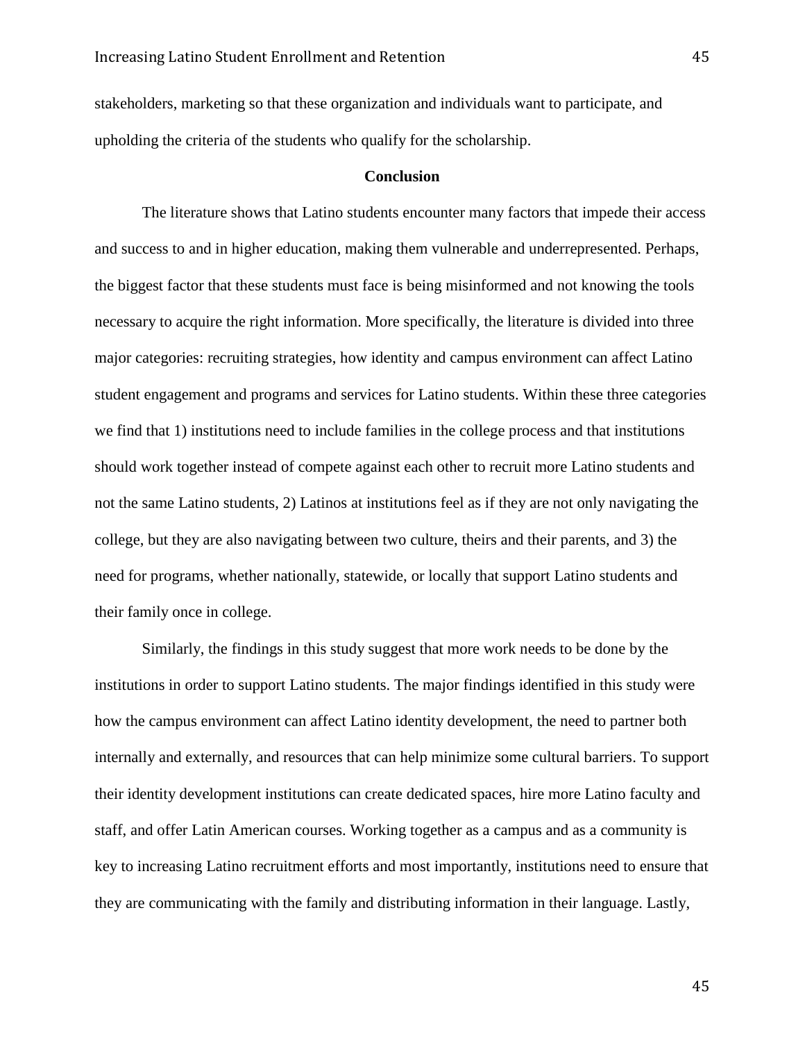stakeholders, marketing so that these organization and individuals want to participate, and upholding the criteria of the students who qualify for the scholarship.

## Conclusion

The literature shows that Latino students encounter many factors that impede their access and success to and in higher education, making them vulnerable and underrepresented. Perhaps, the biggest factor that these students must face is being misinformed and not knowing the tools necessary to acquire the right information. More specifically, the literature is divided into three major categories: recruiting strategies, how identity and campus environment can affect Latino student engagement and programs and services for Latino students. Within these three categories we find that 1) institutions need to include families in the college process and that institutions should work together instead of compete against each other to recruit more Latino students and not the same Latino students, 2) Latinos at institutions feel as if they are not only navigating the college, but they are also navigating between two culture, theirs and their parents, and 3) the need for programs, whether nationally, statewide, or locally that support Latino students and their family once in college.

Similarly, the findings in this study suggest that more work needs to be done by the institutions in order to support Latino students. The major findings identified in this study were how the campus environment can affect Latino identity development, the need to partner both internally and externally, and resources that can help minimize some cultural barriers. To support their identity development institutions can create dedicated spaces, hire more Latino faculty and staff, and offer Latin American courses. Working together as a campus and as a community is key to increasing Latino recruitment efforts and most importantly, institutions need to ensure that they are communicating with the family and distributing information in their language. Lastly,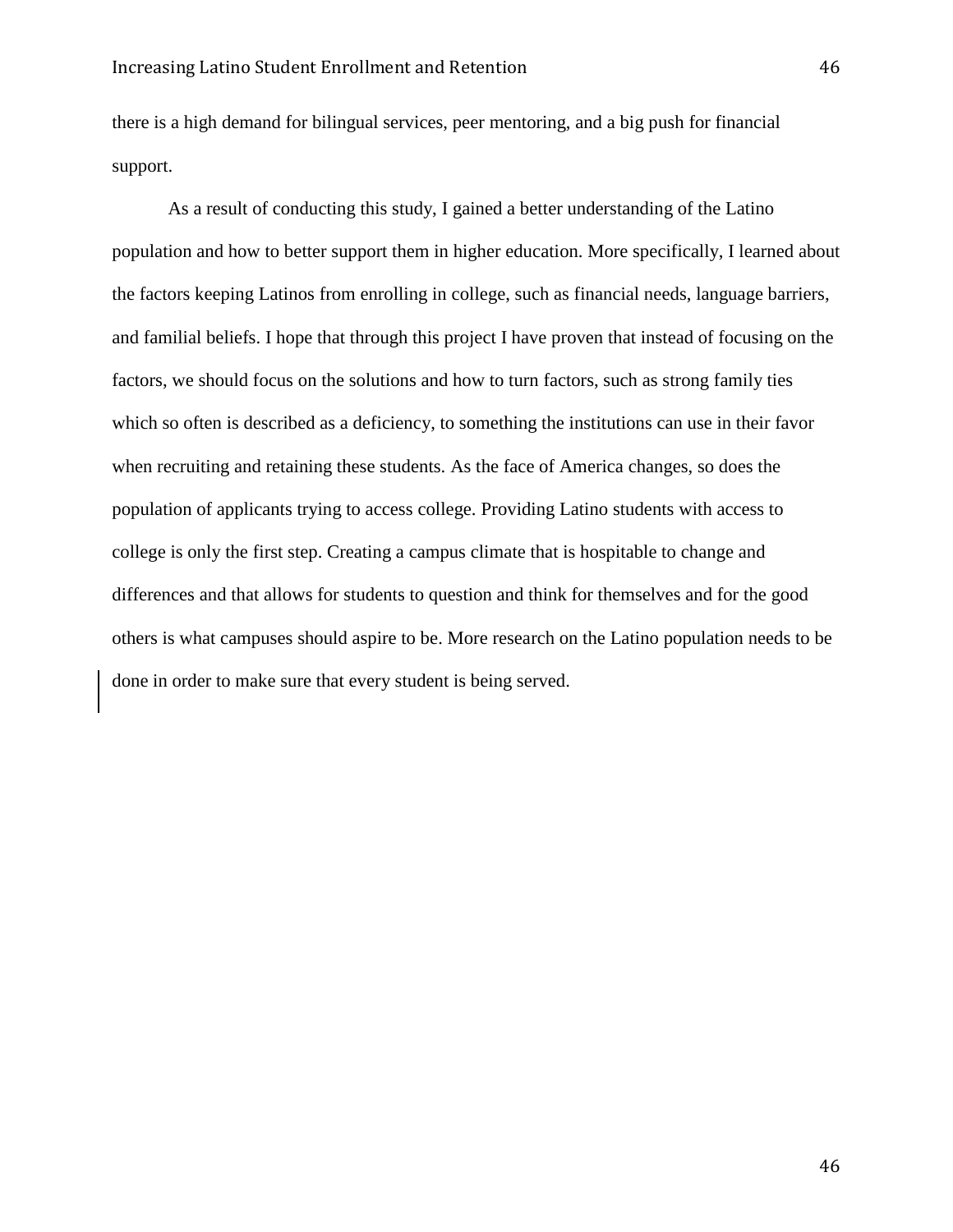there is a high demand for bilingual services, peer mentoring, and a big push for financial support.

As a result of conducting this study, I gained a better understanding of the Latino population and how to better support them in higher education. More specifically, I learned about the factors keeping Latinos from enrolling in college, such as financial needs, language barriers, and familial beliefs. I hope that through this project I have proven that instead of focusing on the factors, we should focus on the solutions and how to turn factors, such as strong family ties which so often is described as a deficiency, to something the institutions can use in their favor when recruiting and retaining these students. As the face of America changes, so does the population of applicants trying to access college. Providing Latino students with access to college is only the first step. Creating a campus climate that is hospitable to change and differences and that allows for students to question and think for themselves and for the good others is what campuses should aspire to be. More research on the Latino population needs to be done in order to make sure that every student is being served.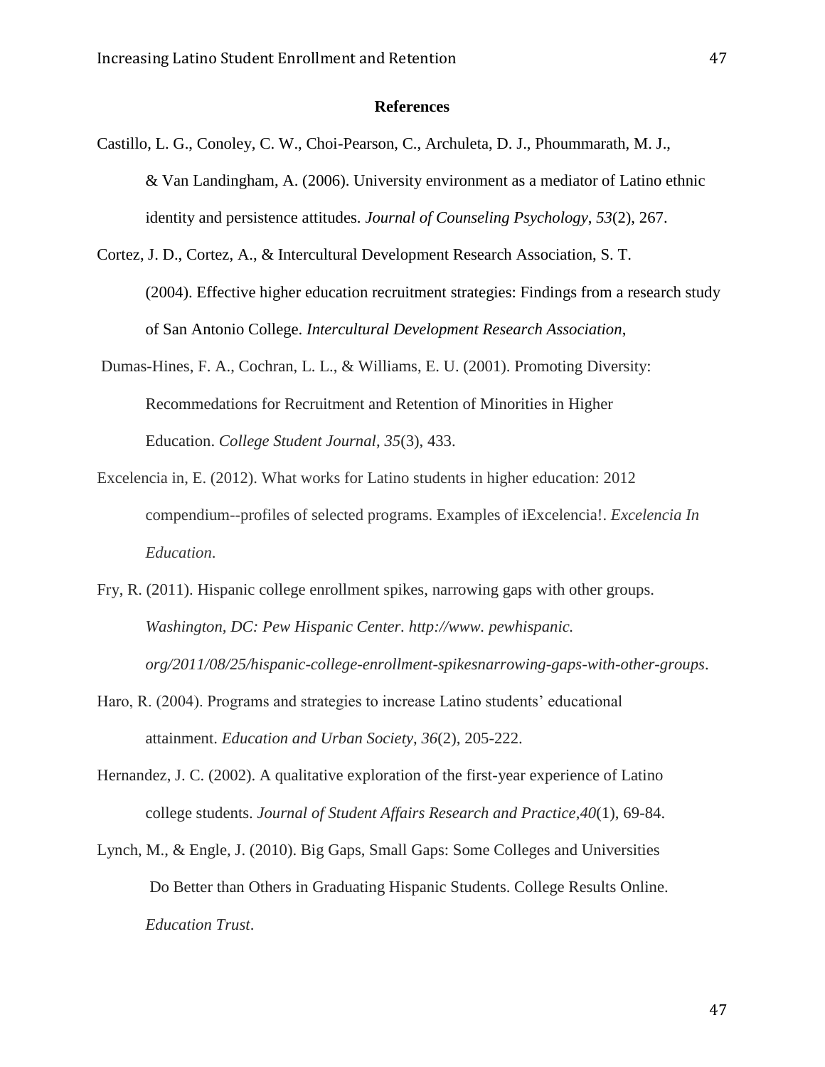**References**

Castillo, L. G., Conoley, C. W., Choi-Pearson, C., Archuleta, D. J., Phoummarath, M. J., & Van Landingham, A. (2006). University environment as a mediator of Latino ethnic identity and persistence attitudes. *Journal of Counseling Psychology*, *53*(2), 267.

Cortez, J. D., Cortez, A., & Intercultural Development Research Association, S. T. (2004). Effective higher education recruitment strategies: Findings from a research study of San Antonio College. *Intercultural Development Research Association*,

Dumas-Hines, F. A., Cochran, L. L., & Williams, E. U. (2001). Promoting Diversity: Recommedations for Recruitment and Retention of Minorities in Higher Education. *College Student Journal*, *35*(3), 433.

Excelencia in, E. (2012). What works for Latino students in higher education: 2012 compendium--profiles of selected programs. Examples of iExcelencia!. *Excelencia In Education*.

Fry, R. (2011). Hispanic college enrollment spikes, narrowing gaps with other groups. *Washington, DC: Pew Hispanic Center. http://www. pewhispanic. org/2011/08/25/hispanic-college-enrollment-spikesnarrowing-gaps-with-other-groups*.

Haro, R. (2004). Programs and strategies to increase Latino students' educational attainment. *Education and Urban Society*, *36*(2), 205-222.

Hernandez, J. C. (2002). A qualitative exploration of the first-year experience of Latino college students. *Journal of Student Affairs Research and Practice*,*40*(1), 69-84.

Lynch, M., & Engle, J. (2010). Big Gaps, Small Gaps: Some Colleges and Universities Do Better than Others in Graduating Hispanic Students. College Results Online. *Education Trust*.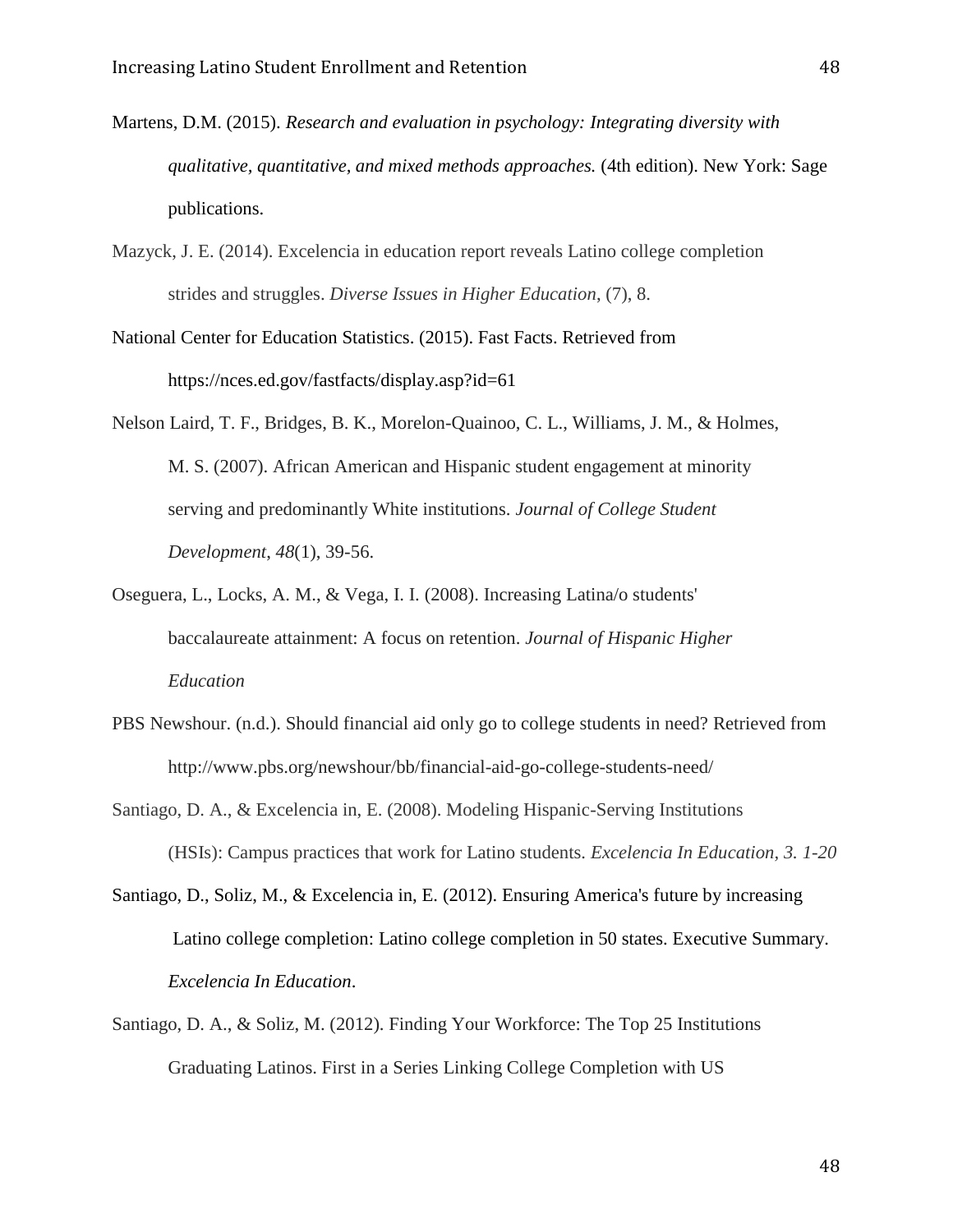Martens, D.M. (2015). *Research and evaluation in psychology: Integrating diversity with qualitative, quantitative, and mixed methods approaches.* (4th edition). New York: Sage publications.

Mazyck, J. E. (2014). Excelencia in education report reveals Latino college completion strides and struggles. *Diverse Issues in Higher Education*, (7), 8.

National Center for Education Statistics. (2015). Fast Facts. Retrieved from https://nces.ed.gov/fastfacts/display.asp?id=61

Nelson Laird, T. F., Bridges, B. K., Morelon-Quainoo, C. L., Williams, J. M., & Holmes, M. S. (2007). African American and Hispanic student engagement at minority serving and predominantly White institutions. *Journal of College Student Development*, *48*(1), 39-56.

Oseguera, L., Locks, A. M., & Vega, I. I. (2008). Increasing Latina/o students' baccalaureate attainment: A focus on retention. *Journal of Hispanic Higher Education*

PBS Newshour. (n.d.). Should financial aid only go to college students in need? Retrieved from http://www.pbs.org/newshour/bb/financial-aid-go-college-students-need/

Santiago, D. A., & Excelencia in, E. (2008). Modeling Hispanic-Serving Institutions (HSIs): Campus practices that work for Latino students. *Excelencia In Education, 3. 1-20*

Santiago, D., Soliz, M., & Excelencia in, E. (2012). Ensuring America's future by increasing Latino college completion: Latino college completion in 50 states. Executive Summary. *Excelencia In Education*.

Santiago, D. A., & Soliz, M. (2012). Finding Your Workforce: The Top 25 Institutions Graduating Latinos. First in a Series Linking College Completion with US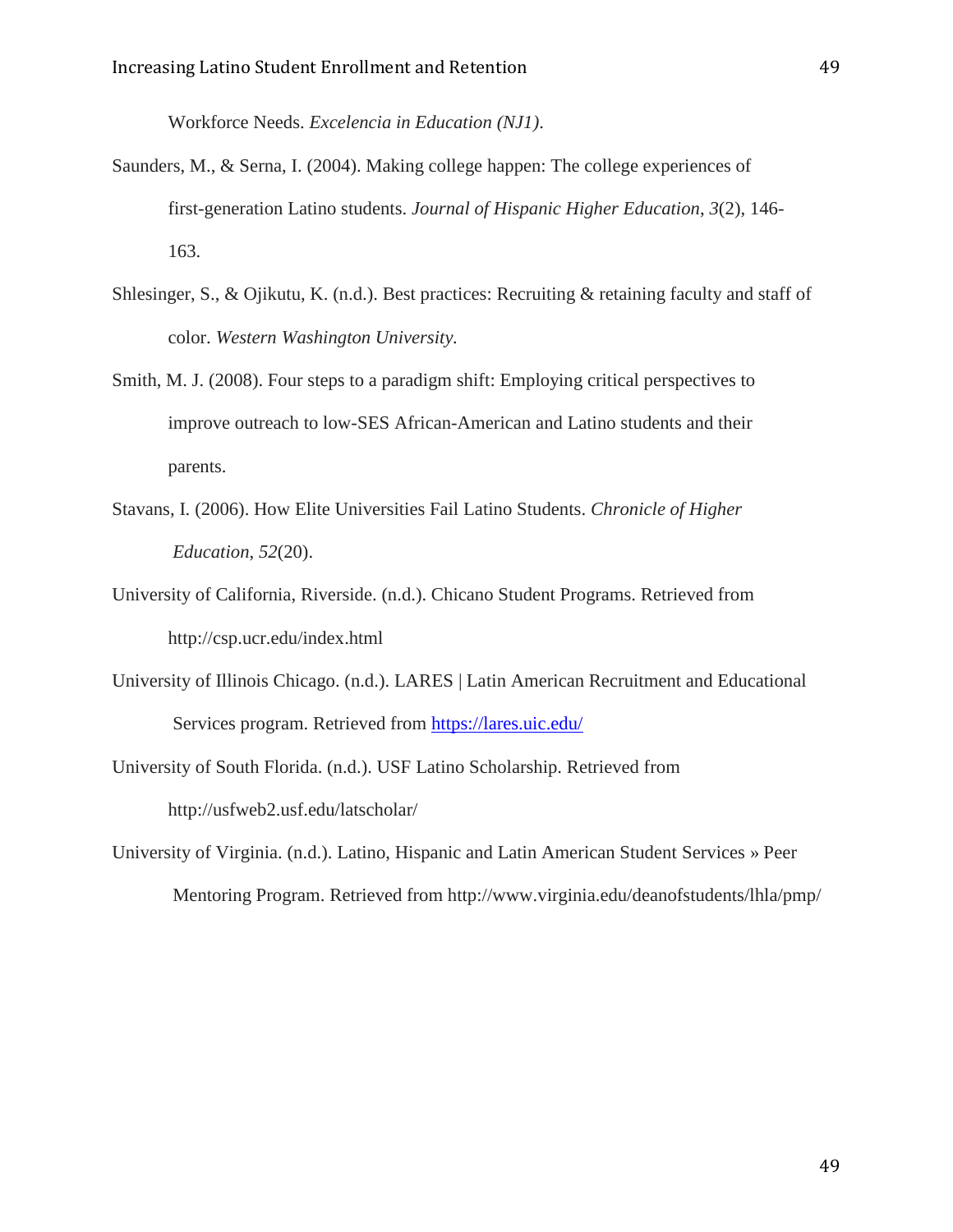Workforce Needs. *Excelencia in Education (NJ1)*.

Saunders, M., & Serna, I. (2004). Making college happen: The college experiences of first-generation Latino students. *Journal of Hispanic Higher Education*, *3*(2), 146-163.

Shlesinger, S., & Ojikutu, K. (n.d.). Best practices: Recruiting & retaining faculty and staff of color. *Western Washington University.*

Smith, M. J. (2008). Four steps to a paradigm shift: Employing critical perspectives to improve outreach to low-SES African-American and Latino students and their parents.

Stavans, I. (2006). How Elite Universities Fail Latino Students. *Chronicle of Higher Education*, *52*(20).

University of California, Riverside. (n.d.). Chicano Student Programs. Retrieved from http://csp.ucr.edu/index.html

University of Illinois Chicago. (n.d.). LARES | Latin American Recruitment and Educational Services program. Retrieved from https://lares.uic.edu/

University of South Florida. (n.d.). USF Latino Scholarship. Retrieved from http://usfweb2.usf.edu/latscholar/

University of Virginia. (n.d.). Latino, Hispanic and Latin American Student Services » Peer Mentoring Program. Retrieved from http://www.virginia.edu/deanofstudents/lhla/pmp/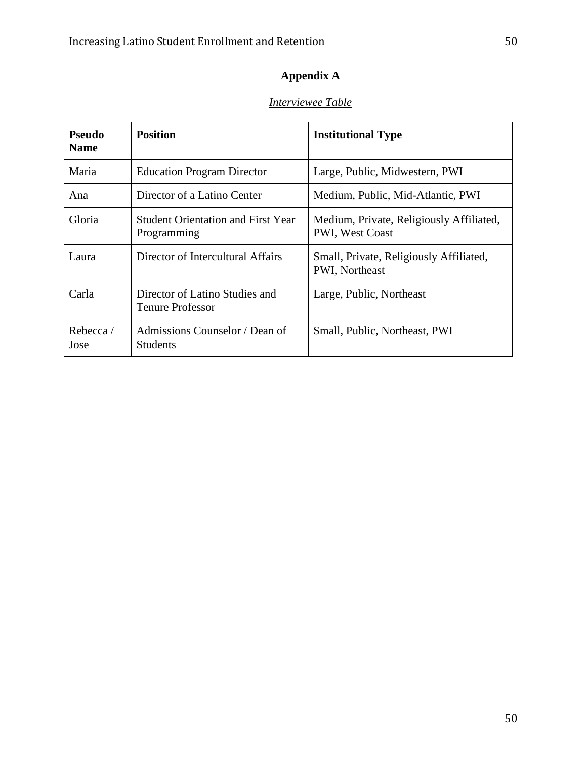## Appendix A

*Interviewee Table*

| Pseudo Name | Position | Institutional Type |
|---|---|---|
| Maria | Education Program Director | Large, Public, Midwestern, PWI |
| Ana | Director of a Latino Center | Medium, Public, Mid-Atlantic, PWI |
| Gloria | Student Orientation and First Year Programming | Medium, Private, Religiously Affiliated, PWI, West Coast |
| Laura | Director of Intercultural Affairs | Small, Private, Religiously Affiliated, PWI, Northeast |
| Carla | Director of Latino Studies and Tenure Professor | Large, Public, Northeast |
| Rebecca / Jose | Admissions Counselor / Dean of Students | Small, Public, Northeast, PWI |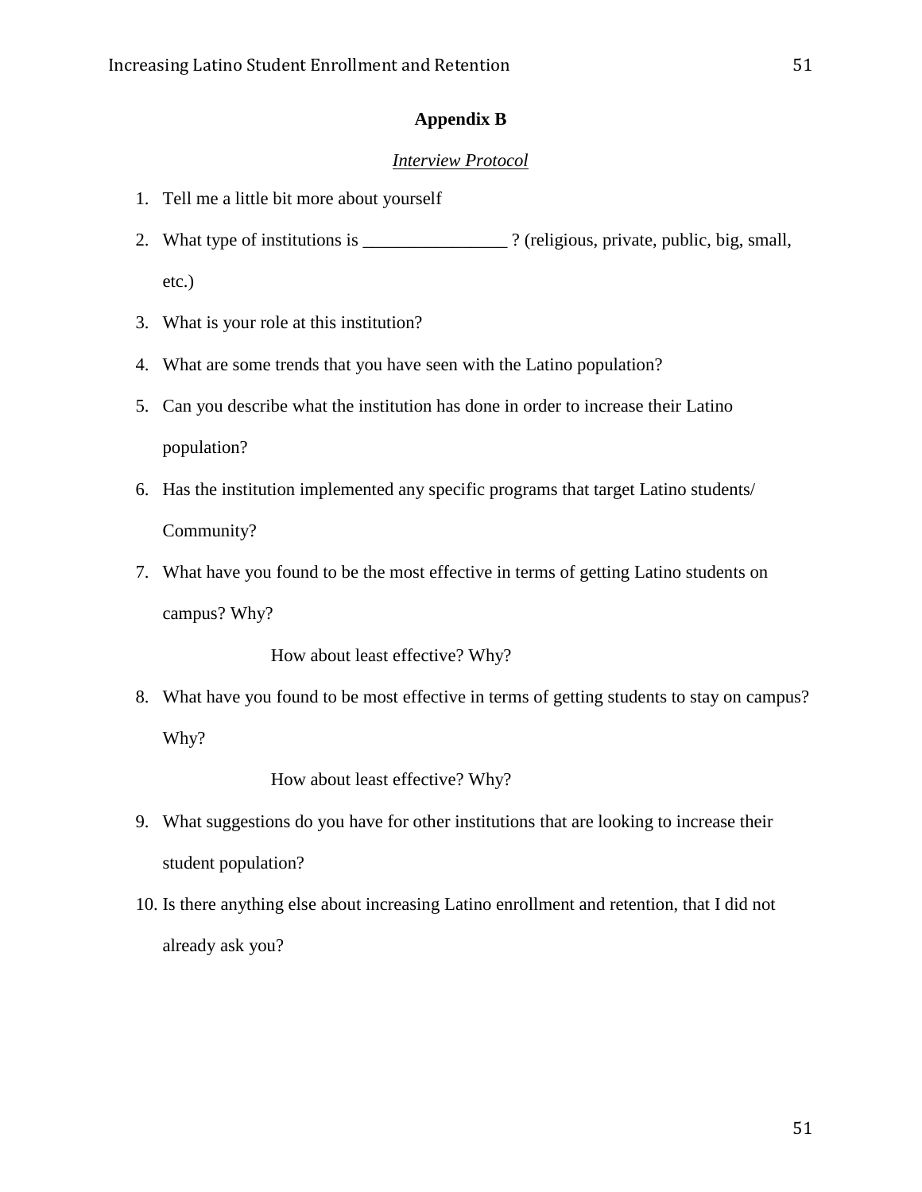# Appendix B

*Interview Protocol*

1. Tell me a little bit more about yourself
2. What type of institutions is ________________ ? (religious, private, public, big, small, etc.)
3. What is your role at this institution?
4. What are some trends that you have seen with the Latino population?
5. Can you describe what the institution has done in order to increase their Latino population?
6. Has the institution implemented any specific programs that target Latino students/ Community?
7. What have you found to be the most effective in terms of getting Latino students on campus? Why?

   How about least effective? Why?

8. What have you found to be most effective in terms of getting students to stay on campus? Why?

   How about least effective? Why?

9. What suggestions do you have for other institutions that are looking to increase their student population?
10. Is there anything else about increasing Latino enrollment and retention, that I did not already ask you?